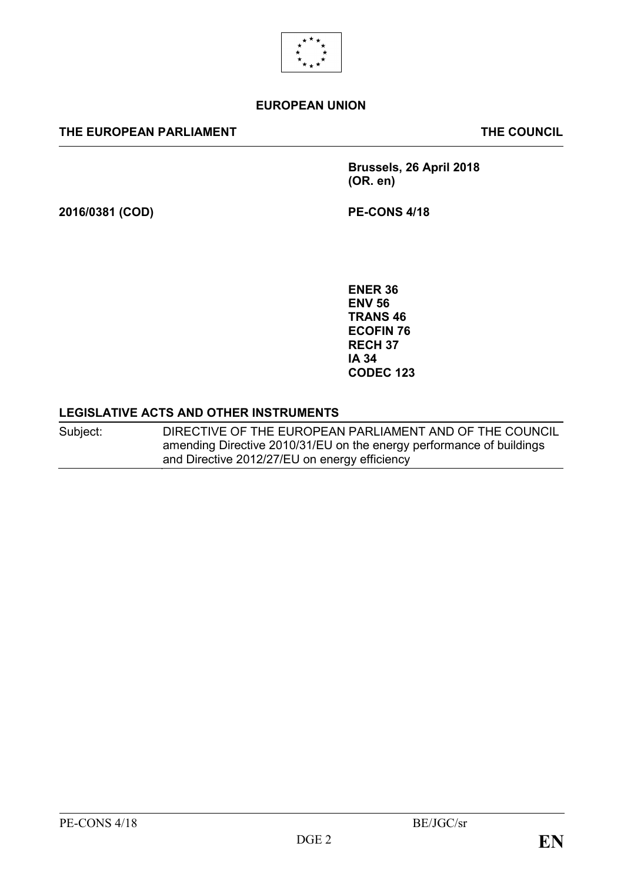**EUROPEAN UNION**

**THE EUROPEAN PARLIAMENT** **THE COUNCIL**

**Brussels, 26 April 2018**
**(OR. en)**

**2016/0381 (COD)** **PE-CONS 4/18**

**ENER 36**
**ENV 56**
**TRANS 46**
**ECOFIN 76**
**RECH 37**
**IA 34**
**CODEC 123**

**LEGISLATIVE ACTS AND OTHER INSTRUMENTS**

| Subject: | DIRECTIVE OF THE EUROPEAN PARLIAMENT AND OF THE COUNCIL amending Directive 2010/31/EU on the energy performance of buildings and Directive 2012/27/EU on energy efficiency |
|---|---|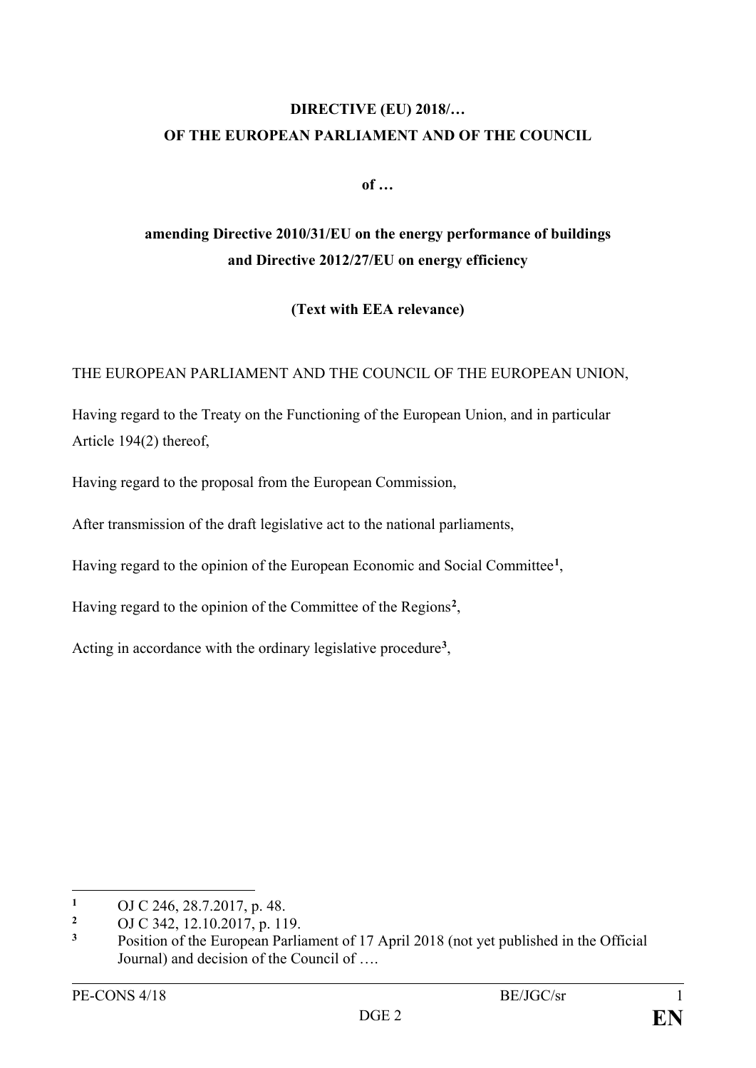**DIRECTIVE (EU) 2018/…**
**OF THE EUROPEAN PARLIAMENT AND OF THE COUNCIL**

**of …**

**amending Directive 2010/31/EU on the energy performance of buildings and Directive 2012/27/EU on energy efficiency**

**(Text with EEA relevance)**

THE EUROPEAN PARLIAMENT AND THE COUNCIL OF THE EUROPEAN UNION,

Having regard to the Treaty on the Functioning of the European Union, and in particular Article 194(2) thereof,

Having regard to the proposal from the European Commission,

After transmission of the draft legislative act to the national parliaments,

Having regard to the opinion of the European Economic and Social Committee[1],

Having regard to the opinion of the Committee of the Regions[2],

Acting in accordance with the ordinary legislative procedure[3],

---

[1] OJ C 246, 28.7.2017, p. 48.

[2] OJ C 342, 12.10.2017, p. 119.

[3] Position of the European Parliament of 17 April 2018 (not yet published in the Official Journal) and decision of the Council of ….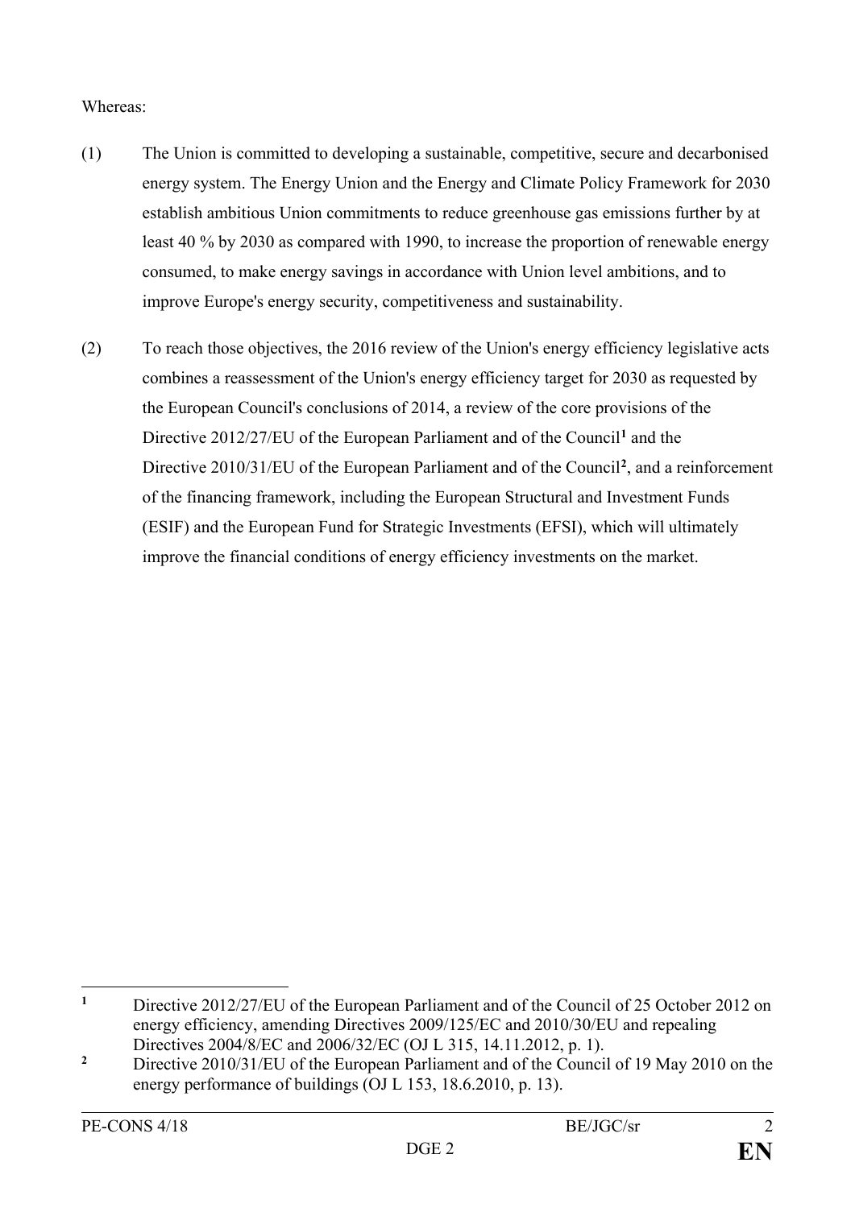Whereas:

(1) The Union is committed to developing a sustainable, competitive, secure and decarbonised energy system. The Energy Union and the Energy and Climate Policy Framework for 2030 establish ambitious Union commitments to reduce greenhouse gas emissions further by at least 40 % by 2030 as compared with 1990, to increase the proportion of renewable energy consumed, to make energy savings in accordance with Union level ambitions, and to improve Europe's energy security, competitiveness and sustainability.

(2) To reach those objectives, the 2016 review of the Union's energy efficiency legislative acts combines a reassessment of the Union's energy efficiency target for 2030 as requested by the European Council's conclusions of 2014, a review of the core provisions of the Directive 2012/27/EU of the European Parliament and of the Council[1] and the Directive 2010/31/EU of the European Parliament and of the Council[2], and a reinforcement of the financing framework, including the European Structural and Investment Funds (ESIF) and the European Fund for Strategic Investments (EFSI), which will ultimately improve the financial conditions of energy efficiency investments on the market.

---

[1] Directive 2012/27/EU of the European Parliament and of the Council of 25 October 2012 on energy efficiency, amending Directives 2009/125/EC and 2010/30/EU and repealing Directives 2004/8/EC and 2006/32/EC (OJ L 315, 14.11.2012, p. 1).

[2] Directive 2010/31/EU of the European Parliament and of the Council of 19 May 2010 on the energy performance of buildings (OJ L 153, 18.6.2010, p. 13).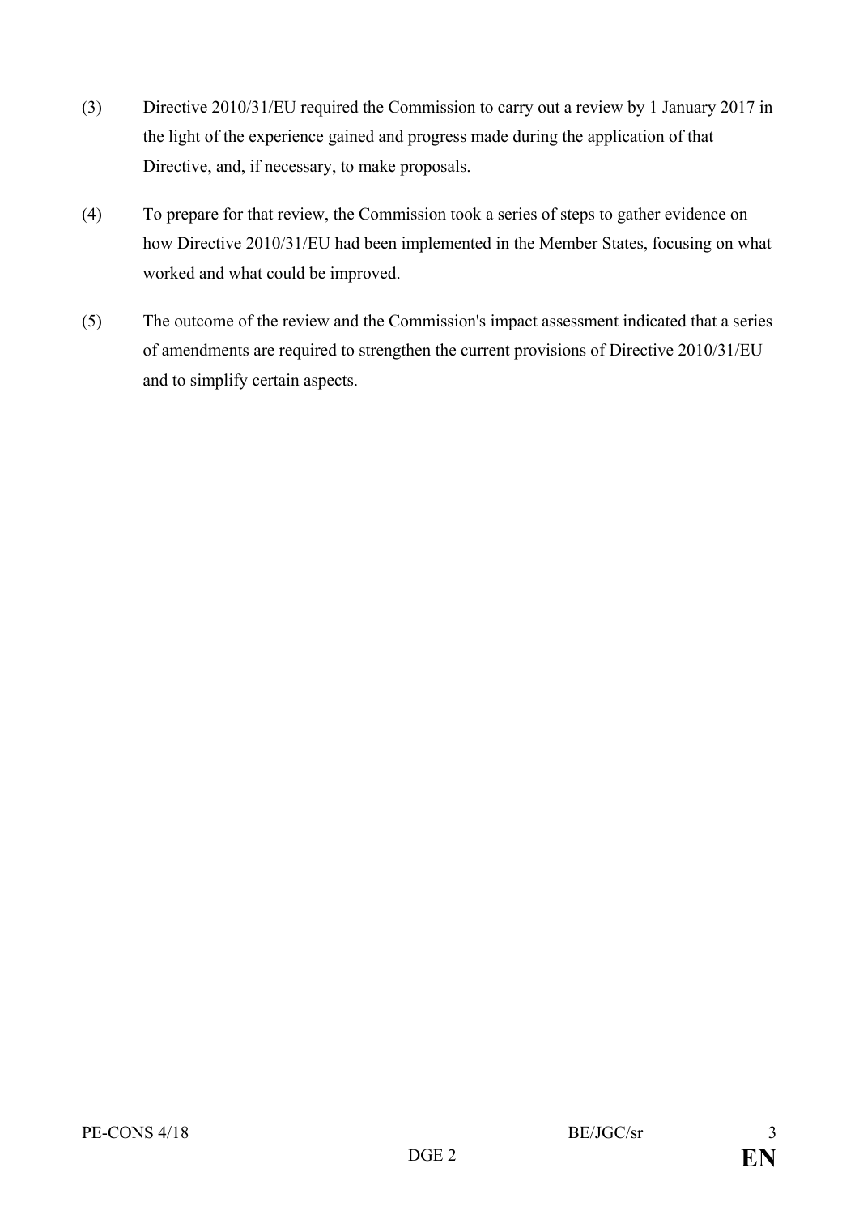(3) Directive 2010/31/EU required the Commission to carry out a review by 1 January 2017 in the light of the experience gained and progress made during the application of that Directive, and, if necessary, to make proposals.

(4) To prepare for that review, the Commission took a series of steps to gather evidence on how Directive 2010/31/EU had been implemented in the Member States, focusing on what worked and what could be improved.

(5) The outcome of the review and the Commission's impact assessment indicated that a series of amendments are required to strengthen the current provisions of Directive 2010/31/EU and to simplify certain aspects.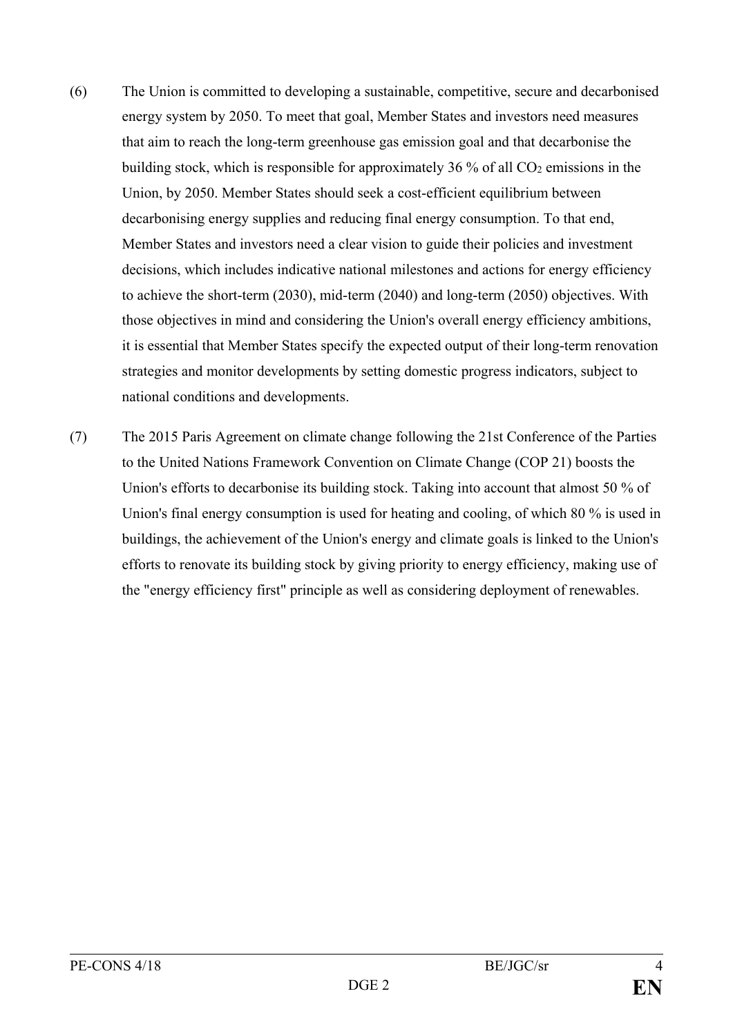(6) The Union is committed to developing a sustainable, competitive, secure and decarbonised energy system by 2050. To meet that goal, Member States and investors need measures that aim to reach the long-term greenhouse gas emission goal and that decarbonise the building stock, which is responsible for approximately 36 % of all $CO_2$ emissions in the Union, by 2050. Member States should seek a cost-efficient equilibrium between decarbonising energy supplies and reducing final energy consumption. To that end, Member States and investors need a clear vision to guide their policies and investment decisions, which includes indicative national milestones and actions for energy efficiency to achieve the short-term (2030), mid-term (2040) and long-term (2050) objectives. With those objectives in mind and considering the Union's overall energy efficiency ambitions, it is essential that Member States specify the expected output of their long-term renovation strategies and monitor developments by setting domestic progress indicators, subject to national conditions and developments.

(7) The 2015 Paris Agreement on climate change following the 21st Conference of the Parties to the United Nations Framework Convention on Climate Change (COP 21) boosts the Union's efforts to decarbonise its building stock. Taking into account that almost 50 % of Union's final energy consumption is used for heating and cooling, of which 80 % is used in buildings, the achievement of the Union's energy and climate goals is linked to the Union's efforts to renovate its building stock by giving priority to energy efficiency, making use of the "energy efficiency first" principle as well as considering deployment of renewables.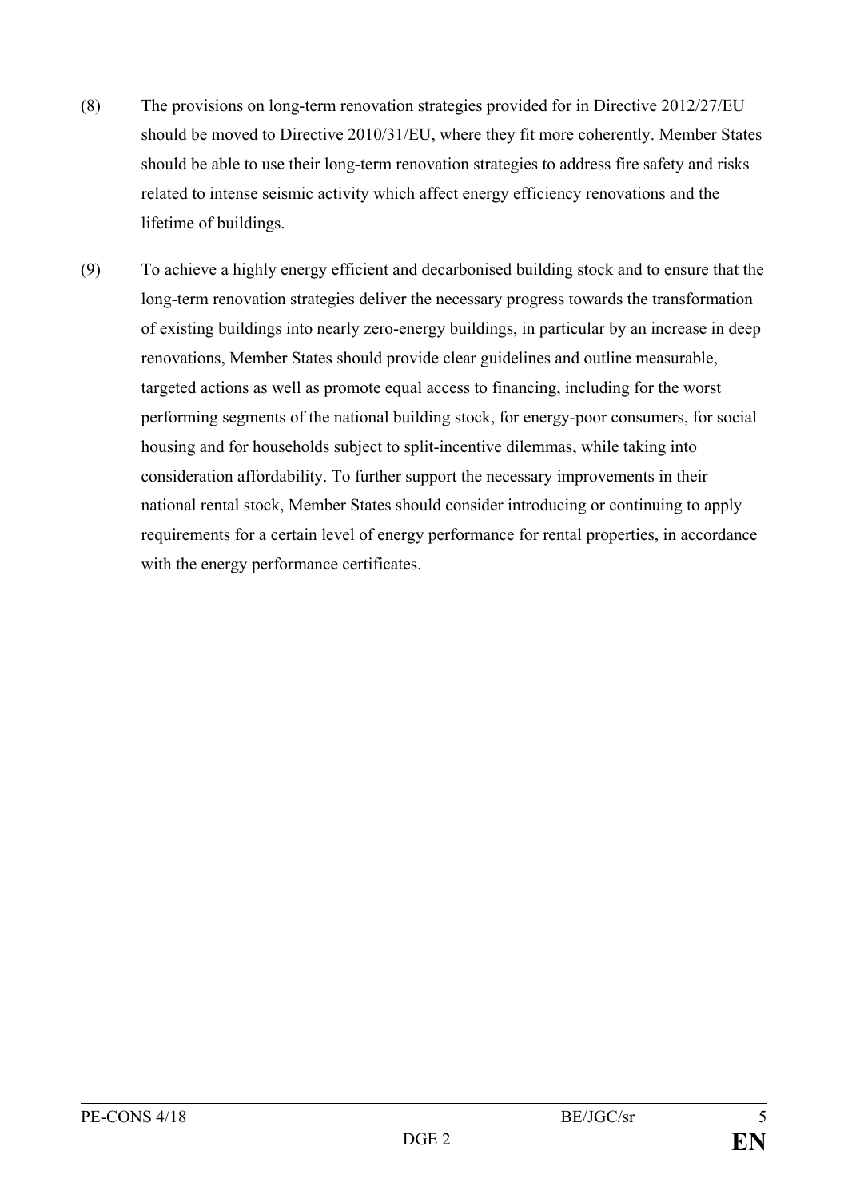(8) The provisions on long-term renovation strategies provided for in Directive 2012/27/EU should be moved to Directive 2010/31/EU, where they fit more coherently. Member States should be able to use their long-term renovation strategies to address fire safety and risks related to intense seismic activity which affect energy efficiency renovations and the lifetime of buildings.

(9) To achieve a highly energy efficient and decarbonised building stock and to ensure that the long-term renovation strategies deliver the necessary progress towards the transformation of existing buildings into nearly zero-energy buildings, in particular by an increase in deep renovations, Member States should provide clear guidelines and outline measurable, targeted actions as well as promote equal access to financing, including for the worst performing segments of the national building stock, for energy-poor consumers, for social housing and for households subject to split-incentive dilemmas, while taking into consideration affordability. To further support the necessary improvements in their national rental stock, Member States should consider introducing or continuing to apply requirements for a certain level of energy performance for rental properties, in accordance with the energy performance certificates.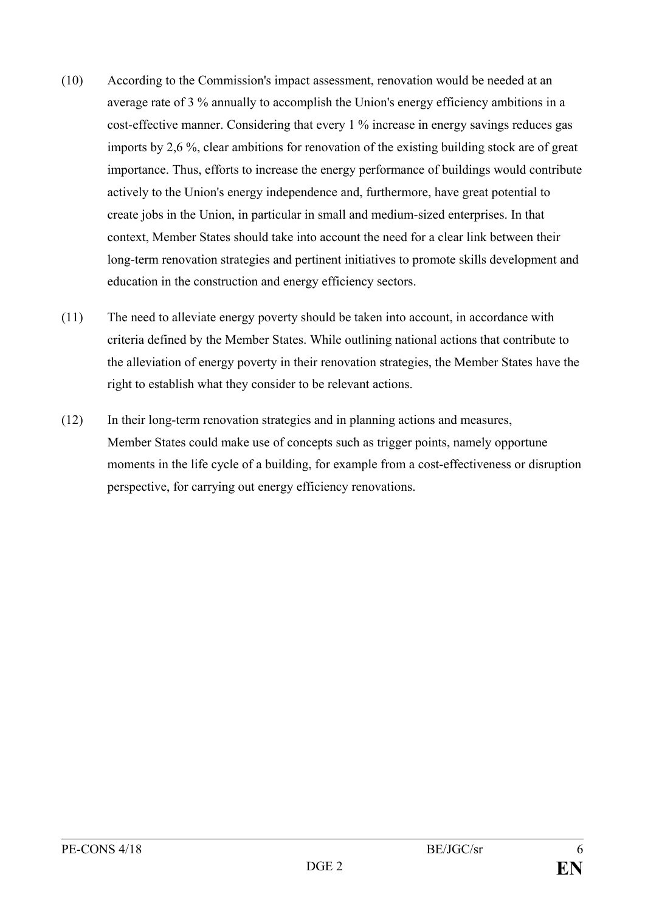(10) According to the Commission's impact assessment, renovation would be needed at an average rate of 3 % annually to accomplish the Union's energy efficiency ambitions in a cost-effective manner. Considering that every 1 % increase in energy savings reduces gas imports by 2,6 %, clear ambitions for renovation of the existing building stock are of great importance. Thus, efforts to increase the energy performance of buildings would contribute actively to the Union's energy independence and, furthermore, have great potential to create jobs in the Union, in particular in small and medium-sized enterprises. In that context, Member States should take into account the need for a clear link between their long-term renovation strategies and pertinent initiatives to promote skills development and education in the construction and energy efficiency sectors.

(11) The need to alleviate energy poverty should be taken into account, in accordance with criteria defined by the Member States. While outlining national actions that contribute to the alleviation of energy poverty in their renovation strategies, the Member States have the right to establish what they consider to be relevant actions.

(12) In their long-term renovation strategies and in planning actions and measures, Member States could make use of concepts such as trigger points, namely opportune moments in the life cycle of a building, for example from a cost-effectiveness or disruption perspective, for carrying out energy efficiency renovations.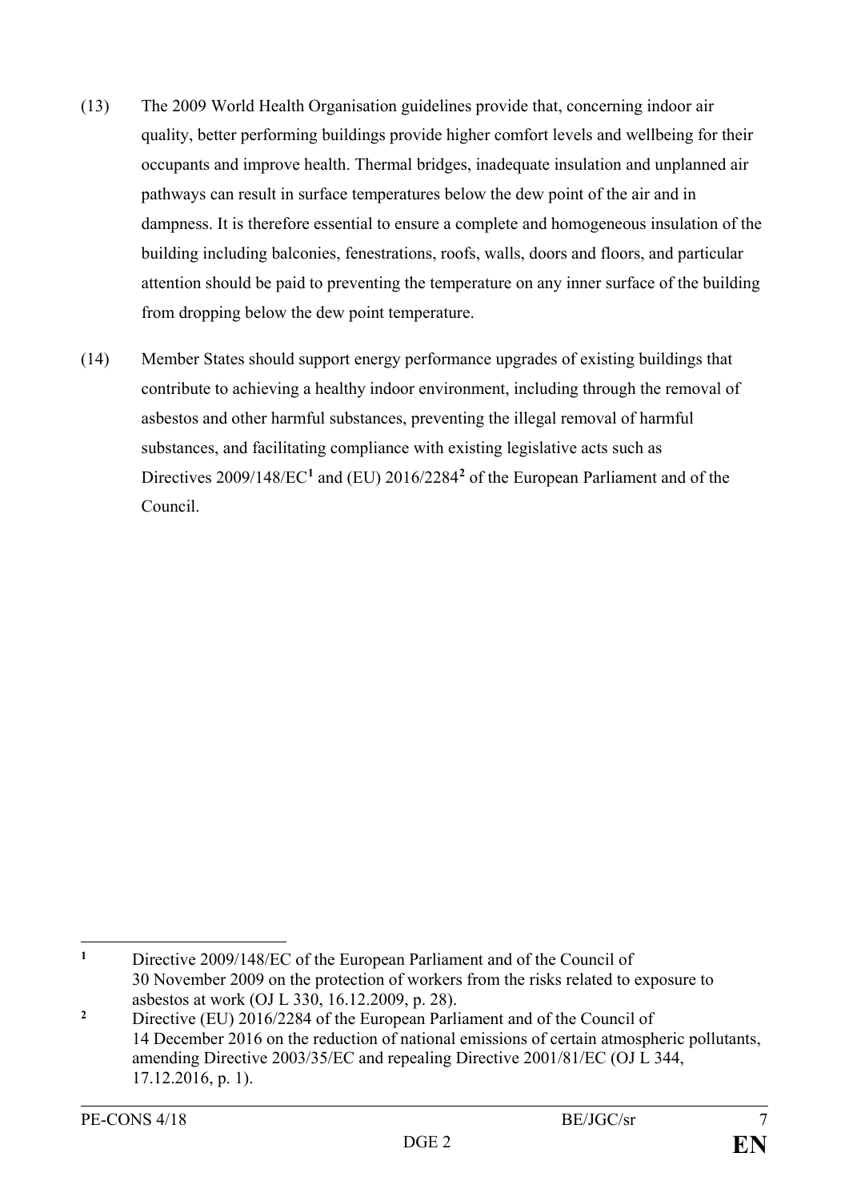(13) The 2009 World Health Organisation guidelines provide that, concerning indoor air quality, better performing buildings provide higher comfort levels and wellbeing for their occupants and improve health. Thermal bridges, inadequate insulation and unplanned air pathways can result in surface temperatures below the dew point of the air and in dampness. It is therefore essential to ensure a complete and homogeneous insulation of the building including balconies, fenestrations, roofs, walls, doors and floors, and particular attention should be paid to preventing the temperature on any inner surface of the building from dropping below the dew point temperature.

(14) Member States should support energy performance upgrades of existing buildings that contribute to achieving a healthy indoor environment, including through the removal of asbestos and other harmful substances, preventing the illegal removal of harmful substances, and facilitating compliance with existing legislative acts such as Directives 2009/148/EC[1] and (EU) 2016/2284[2] of the European Parliament and of the Council.

---

[1] Directive 2009/148/EC of the European Parliament and of the Council of 30 November 2009 on the protection of workers from the risks related to exposure to asbestos at work (OJ L 330, 16.12.2009, p. 28).

[2] Directive (EU) 2016/2284 of the European Parliament and of the Council of 14 December 2016 on the reduction of national emissions of certain atmospheric pollutants, amending Directive 2003/35/EC and repealing Directive 2001/81/EC (OJ L 344, 17.12.2016, p. 1).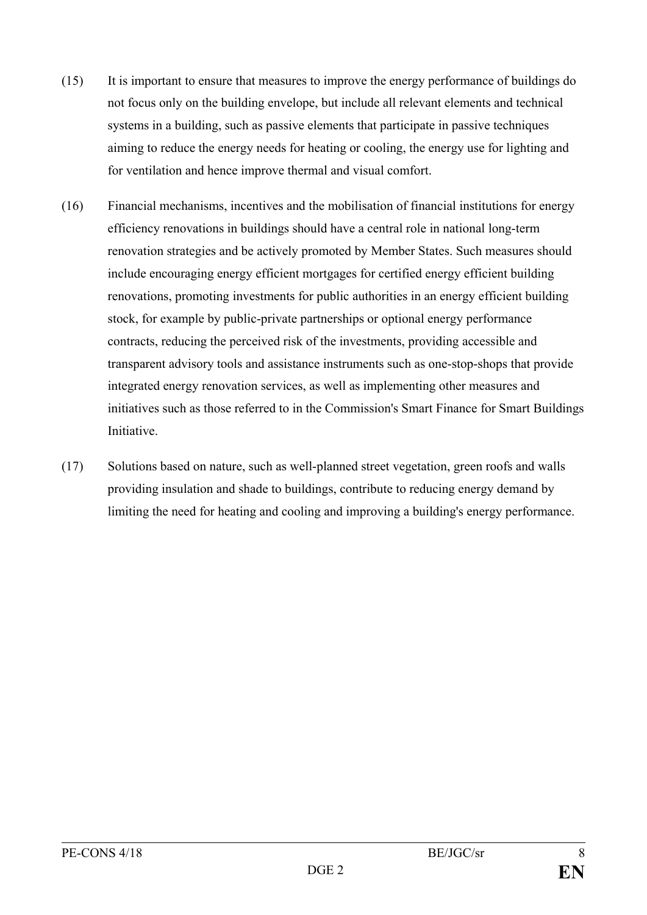(15) It is important to ensure that measures to improve the energy performance of buildings do not focus only on the building envelope, but include all relevant elements and technical systems in a building, such as passive elements that participate in passive techniques aiming to reduce the energy needs for heating or cooling, the energy use for lighting and for ventilation and hence improve thermal and visual comfort.

(16) Financial mechanisms, incentives and the mobilisation of financial institutions for energy efficiency renovations in buildings should have a central role in national long-term renovation strategies and be actively promoted by Member States. Such measures should include encouraging energy efficient mortgages for certified energy efficient building renovations, promoting investments for public authorities in an energy efficient building stock, for example by public-private partnerships or optional energy performance contracts, reducing the perceived risk of the investments, providing accessible and transparent advisory tools and assistance instruments such as one-stop-shops that provide integrated energy renovation services, as well as implementing other measures and initiatives such as those referred to in the Commission's Smart Finance for Smart Buildings Initiative.

(17) Solutions based on nature, such as well-planned street vegetation, green roofs and walls providing insulation and shade to buildings, contribute to reducing energy demand by limiting the need for heating and cooling and improving a building's energy performance.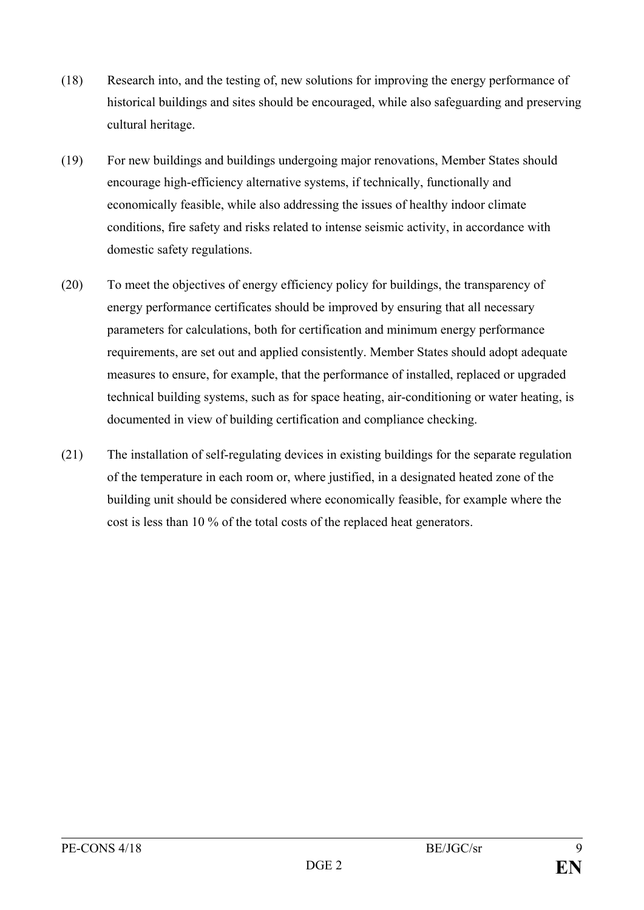(18) Research into, and the testing of, new solutions for improving the energy performance of historical buildings and sites should be encouraged, while also safeguarding and preserving cultural heritage.

(19) For new buildings and buildings undergoing major renovations, Member States should encourage high-efficiency alternative systems, if technically, functionally and economically feasible, while also addressing the issues of healthy indoor climate conditions, fire safety and risks related to intense seismic activity, in accordance with domestic safety regulations.

(20) To meet the objectives of energy efficiency policy for buildings, the transparency of energy performance certificates should be improved by ensuring that all necessary parameters for calculations, both for certification and minimum energy performance requirements, are set out and applied consistently. Member States should adopt adequate measures to ensure, for example, that the performance of installed, replaced or upgraded technical building systems, such as for space heating, air-conditioning or water heating, is documented in view of building certification and compliance checking.

(21) The installation of self-regulating devices in existing buildings for the separate regulation of the temperature in each room or, where justified, in a designated heated zone of the building unit should be considered where economically feasible, for example where the cost is less than 10 % of the total costs of the replaced heat generators.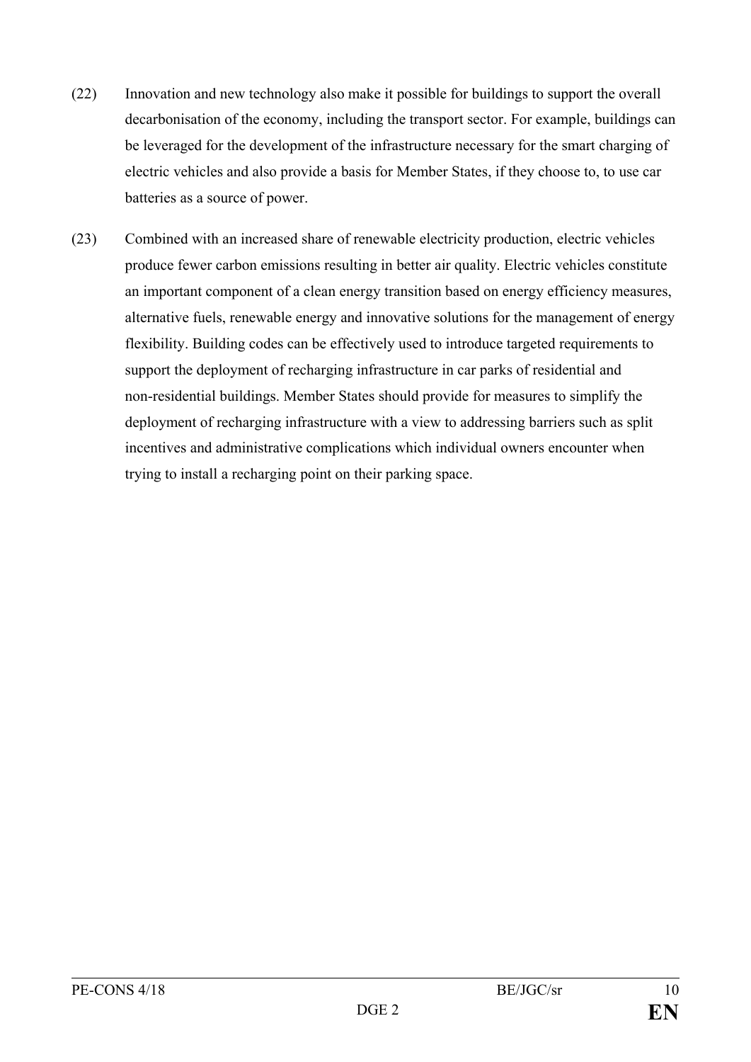(22) Innovation and new technology also make it possible for buildings to support the overall decarbonisation of the economy, including the transport sector. For example, buildings can be leveraged for the development of the infrastructure necessary for the smart charging of electric vehicles and also provide a basis for Member States, if they choose to, to use car batteries as a source of power.

(23) Combined with an increased share of renewable electricity production, electric vehicles produce fewer carbon emissions resulting in better air quality. Electric vehicles constitute an important component of a clean energy transition based on energy efficiency measures, alternative fuels, renewable energy and innovative solutions for the management of energy flexibility. Building codes can be effectively used to introduce targeted requirements to support the deployment of recharging infrastructure in car parks of residential and non-residential buildings. Member States should provide for measures to simplify the deployment of recharging infrastructure with a view to addressing barriers such as split incentives and administrative complications which individual owners encounter when trying to install a recharging point on their parking space.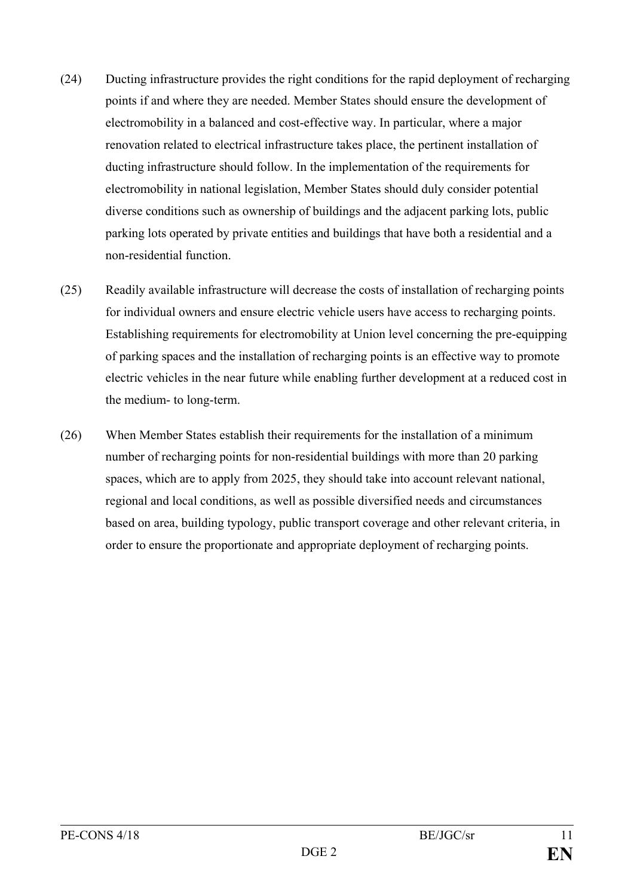(24) Ducting infrastructure provides the right conditions for the rapid deployment of recharging points if and where they are needed. Member States should ensure the development of electromobility in a balanced and cost-effective way. In particular, where a major renovation related to electrical infrastructure takes place, the pertinent installation of ducting infrastructure should follow. In the implementation of the requirements for electromobility in national legislation, Member States should duly consider potential diverse conditions such as ownership of buildings and the adjacent parking lots, public parking lots operated by private entities and buildings that have both a residential and a non-residential function.

(25) Readily available infrastructure will decrease the costs of installation of recharging points for individual owners and ensure electric vehicle users have access to recharging points. Establishing requirements for electromobility at Union level concerning the pre-equipping of parking spaces and the installation of recharging points is an effective way to promote electric vehicles in the near future while enabling further development at a reduced cost in the medium- to long-term.

(26) When Member States establish their requirements for the installation of a minimum number of recharging points for non-residential buildings with more than 20 parking spaces, which are to apply from 2025, they should take into account relevant national, regional and local conditions, as well as possible diversified needs and circumstances based on area, building typology, public transport coverage and other relevant criteria, in order to ensure the proportionate and appropriate deployment of recharging points.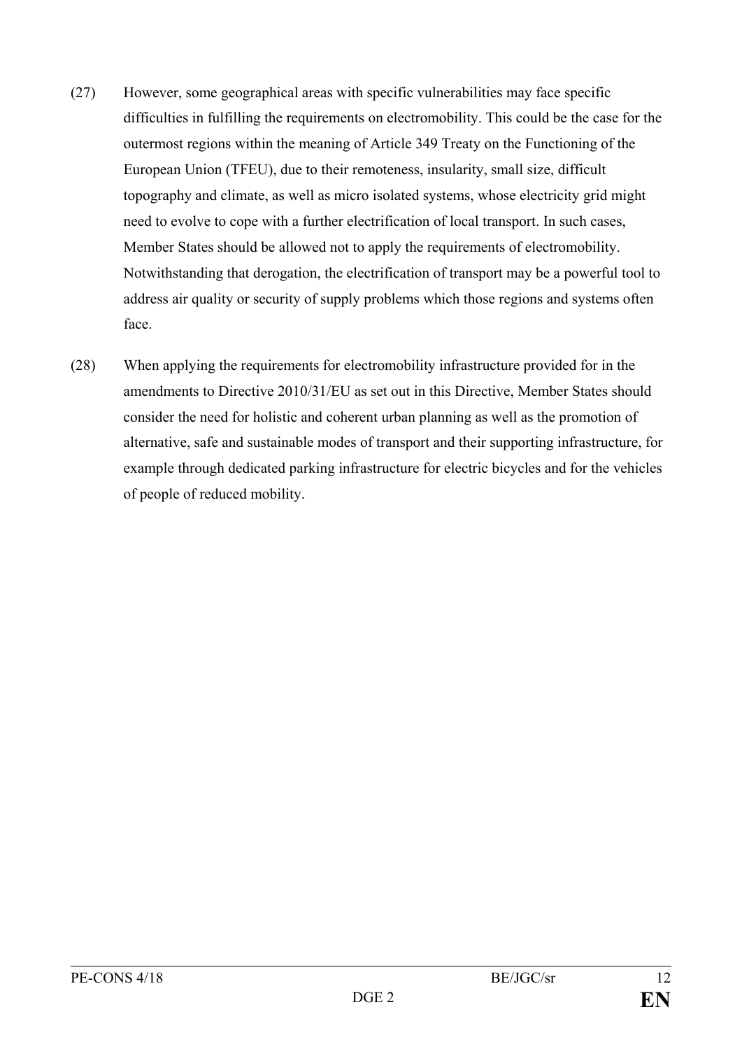(27) However, some geographical areas with specific vulnerabilities may face specific difficulties in fulfilling the requirements on electromobility. This could be the case for the outermost regions within the meaning of Article 349 Treaty on the Functioning of the European Union (TFEU), due to their remoteness, insularity, small size, difficult topography and climate, as well as micro isolated systems, whose electricity grid might need to evolve to cope with a further electrification of local transport. In such cases, Member States should be allowed not to apply the requirements of electromobility. Notwithstanding that derogation, the electrification of transport may be a powerful tool to address air quality or security of supply problems which those regions and systems often face.

(28) When applying the requirements for electromobility infrastructure provided for in the amendments to Directive 2010/31/EU as set out in this Directive, Member States should consider the need for holistic and coherent urban planning as well as the promotion of alternative, safe and sustainable modes of transport and their supporting infrastructure, for example through dedicated parking infrastructure for electric bicycles and for the vehicles of people of reduced mobility.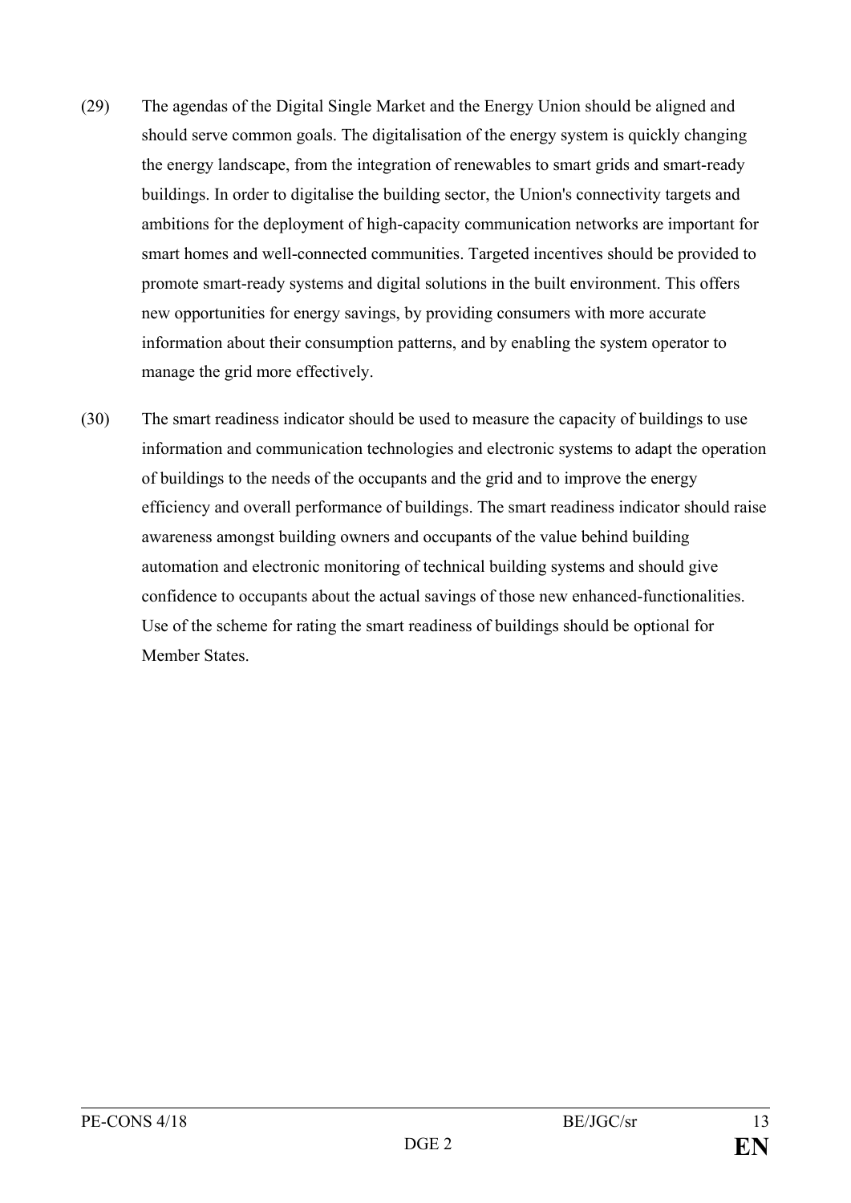(29) The agendas of the Digital Single Market and the Energy Union should be aligned and should serve common goals. The digitalisation of the energy system is quickly changing the energy landscape, from the integration of renewables to smart grids and smart-ready buildings. In order to digitalise the building sector, the Union's connectivity targets and ambitions for the deployment of high-capacity communication networks are important for smart homes and well-connected communities. Targeted incentives should be provided to promote smart-ready systems and digital solutions in the built environment. This offers new opportunities for energy savings, by providing consumers with more accurate information about their consumption patterns, and by enabling the system operator to manage the grid more effectively.

(30) The smart readiness indicator should be used to measure the capacity of buildings to use information and communication technologies and electronic systems to adapt the operation of buildings to the needs of the occupants and the grid and to improve the energy efficiency and overall performance of buildings. The smart readiness indicator should raise awareness amongst building owners and occupants of the value behind building automation and electronic monitoring of technical building systems and should give confidence to occupants about the actual savings of those new enhanced-functionalities. Use of the scheme for rating the smart readiness of buildings should be optional for Member States.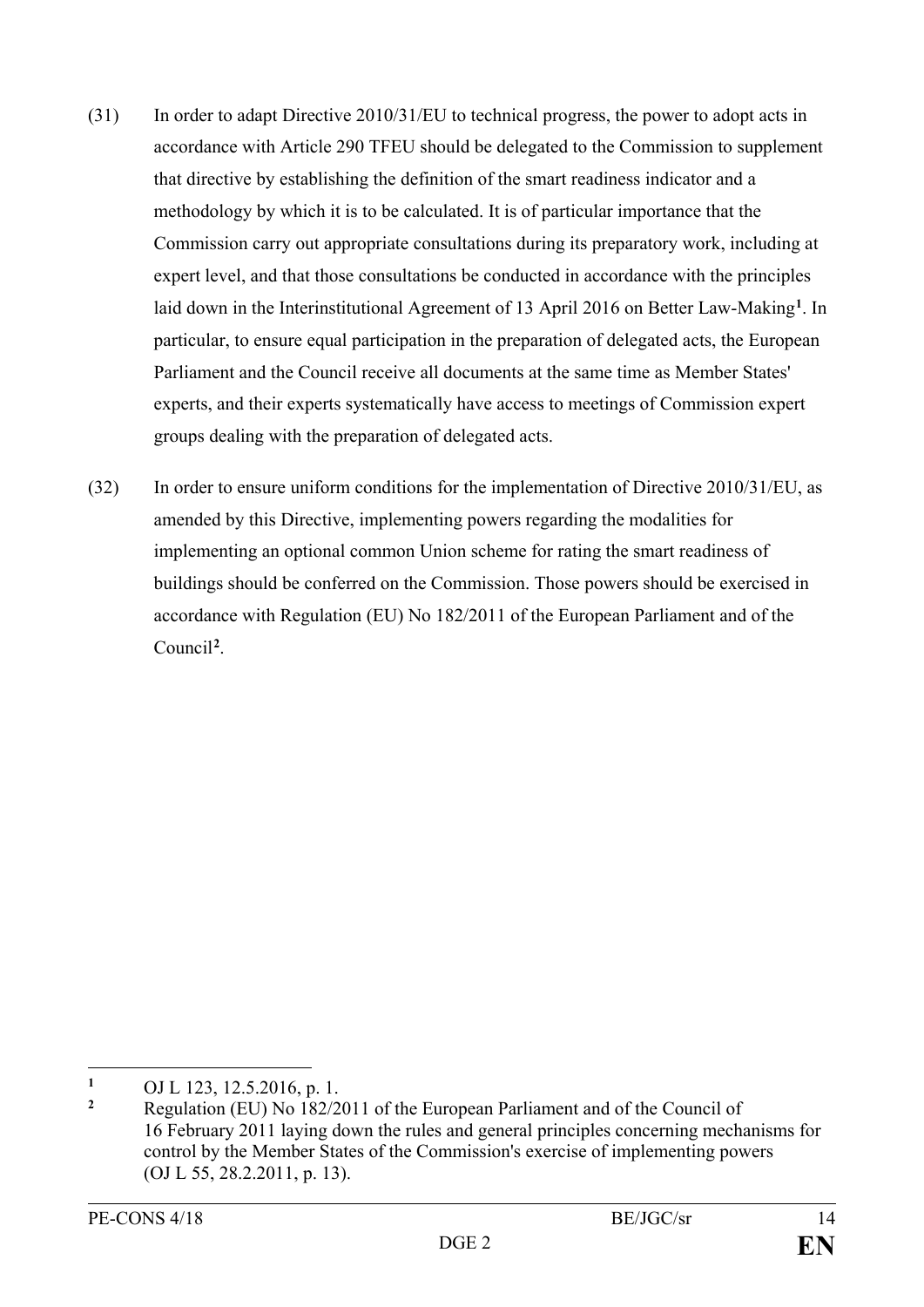(31) In order to adapt Directive 2010/31/EU to technical progress, the power to adopt acts in accordance with Article 290 TFEU should be delegated to the Commission to supplement that directive by establishing the definition of the smart readiness indicator and a methodology by which it is to be calculated. It is of particular importance that the Commission carry out appropriate consultations during its preparatory work, including at expert level, and that those consultations be conducted in accordance with the principles laid down in the Interinstitutional Agreement of 13 April 2016 on Better Law-Making[1]. In particular, to ensure equal participation in the preparation of delegated acts, the European Parliament and the Council receive all documents at the same time as Member States' experts, and their experts systematically have access to meetings of Commission expert groups dealing with the preparation of delegated acts.

(32) In order to ensure uniform conditions for the implementation of Directive 2010/31/EU, as amended by this Directive, implementing powers regarding the modalities for implementing an optional common Union scheme for rating the smart readiness of buildings should be conferred on the Commission. Those powers should be exercised in accordance with Regulation (EU) No 182/2011 of the European Parliament and of the Council[2].

---

[1] OJ L 123, 12.5.2016, p. 1.

[2] Regulation (EU) No 182/2011 of the European Parliament and of the Council of 16 February 2011 laying down the rules and general principles concerning mechanisms for control by the Member States of the Commission's exercise of implementing powers (OJ L 55, 28.2.2011, p. 13).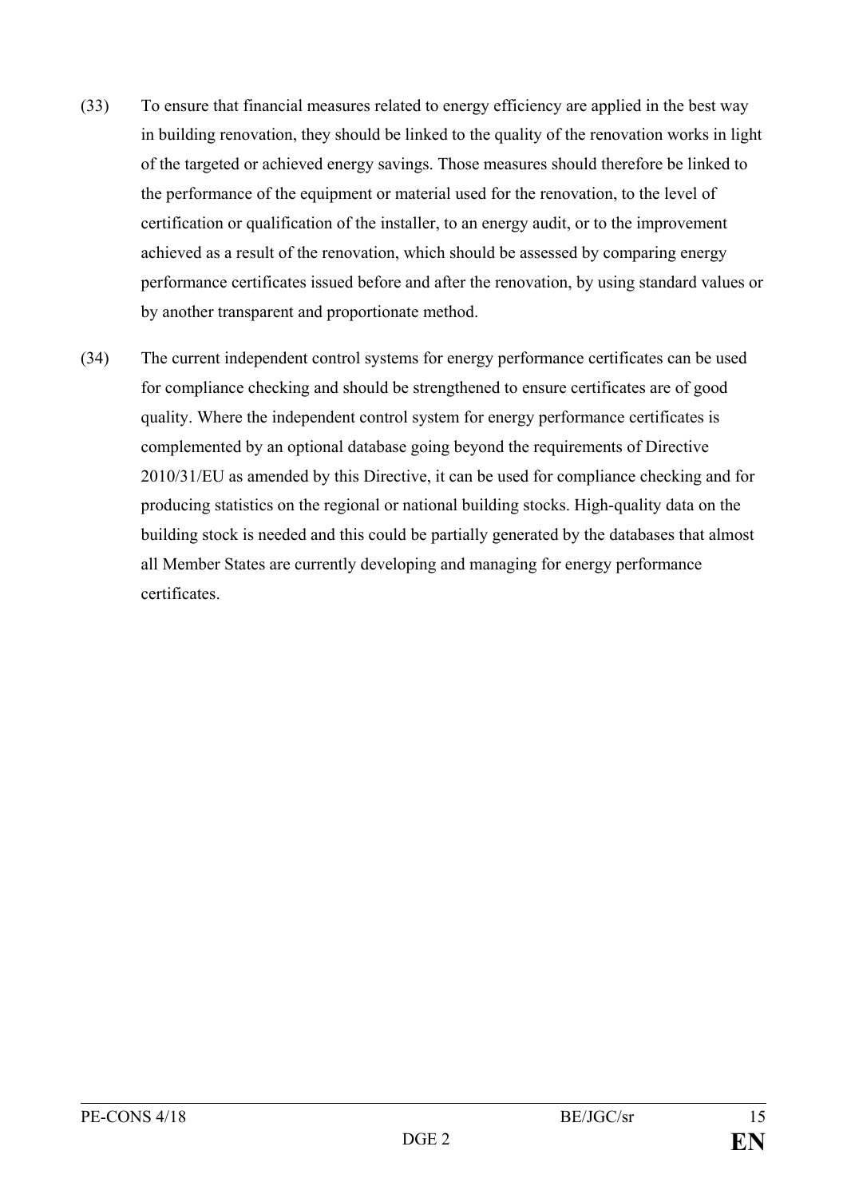(33) To ensure that financial measures related to energy efficiency are applied in the best way in building renovation, they should be linked to the quality of the renovation works in light of the targeted or achieved energy savings. Those measures should therefore be linked to the performance of the equipment or material used for the renovation, to the level of certification or qualification of the installer, to an energy audit, or to the improvement achieved as a result of the renovation, which should be assessed by comparing energy performance certificates issued before and after the renovation, by using standard values or by another transparent and proportionate method.

(34) The current independent control systems for energy performance certificates can be used for compliance checking and should be strengthened to ensure certificates are of good quality. Where the independent control system for energy performance certificates is complemented by an optional database going beyond the requirements of Directive 2010/31/EU as amended by this Directive, it can be used for compliance checking and for producing statistics on the regional or national building stocks. High-quality data on the building stock is needed and this could be partially generated by the databases that almost all Member States are currently developing and managing for energy performance certificates.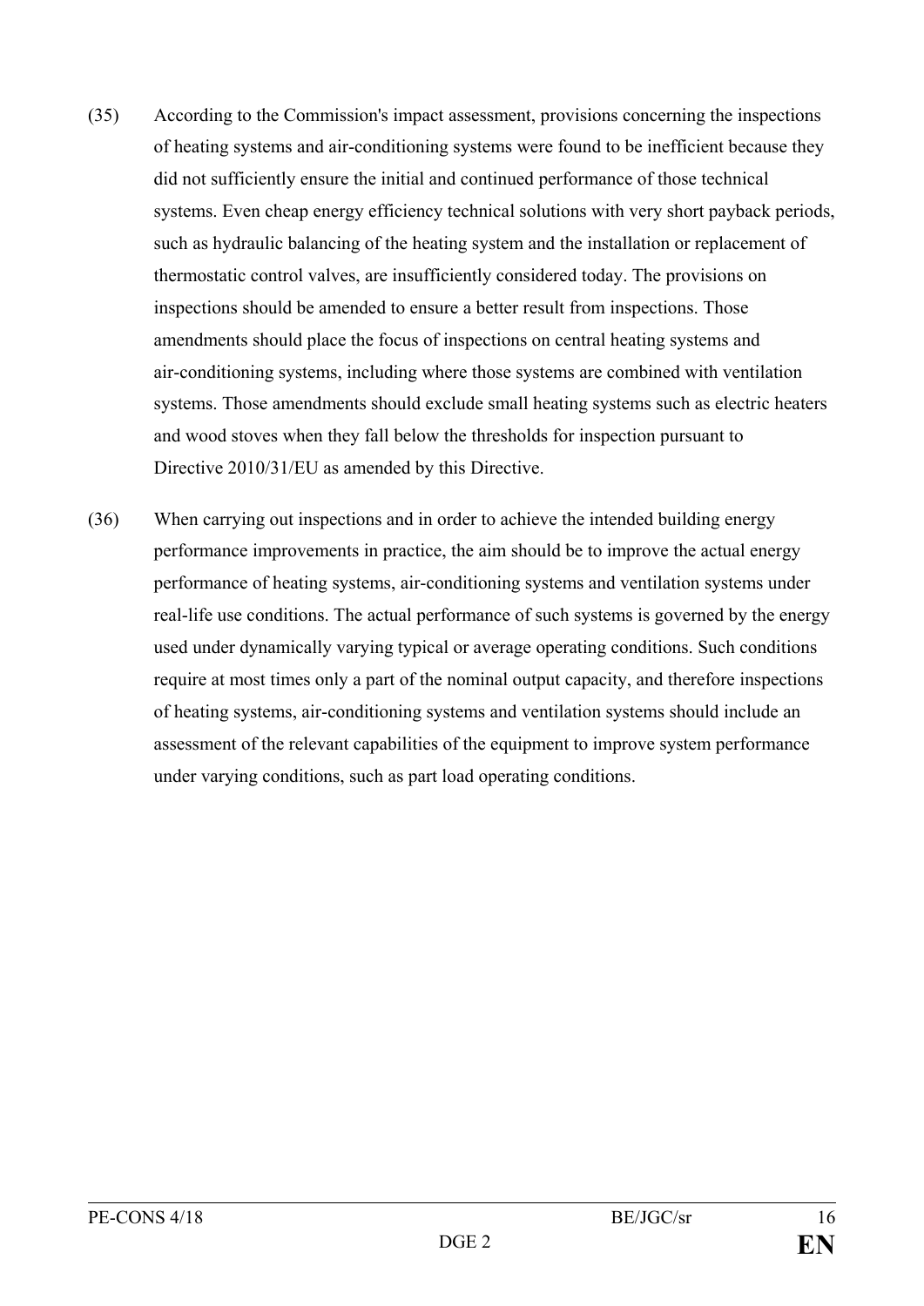(35) According to the Commission's impact assessment, provisions concerning the inspections of heating systems and air-conditioning systems were found to be inefficient because they did not sufficiently ensure the initial and continued performance of those technical systems. Even cheap energy efficiency technical solutions with very short payback periods, such as hydraulic balancing of the heating system and the installation or replacement of thermostatic control valves, are insufficiently considered today. The provisions on inspections should be amended to ensure a better result from inspections. Those amendments should place the focus of inspections on central heating systems and air-conditioning systems, including where those systems are combined with ventilation systems. Those amendments should exclude small heating systems such as electric heaters and wood stoves when they fall below the thresholds for inspection pursuant to Directive 2010/31/EU as amended by this Directive.

(36) When carrying out inspections and in order to achieve the intended building energy performance improvements in practice, the aim should be to improve the actual energy performance of heating systems, air-conditioning systems and ventilation systems under real-life use conditions. The actual performance of such systems is governed by the energy used under dynamically varying typical or average operating conditions. Such conditions require at most times only a part of the nominal output capacity, and therefore inspections of heating systems, air-conditioning systems and ventilation systems should include an assessment of the relevant capabilities of the equipment to improve system performance under varying conditions, such as part load operating conditions.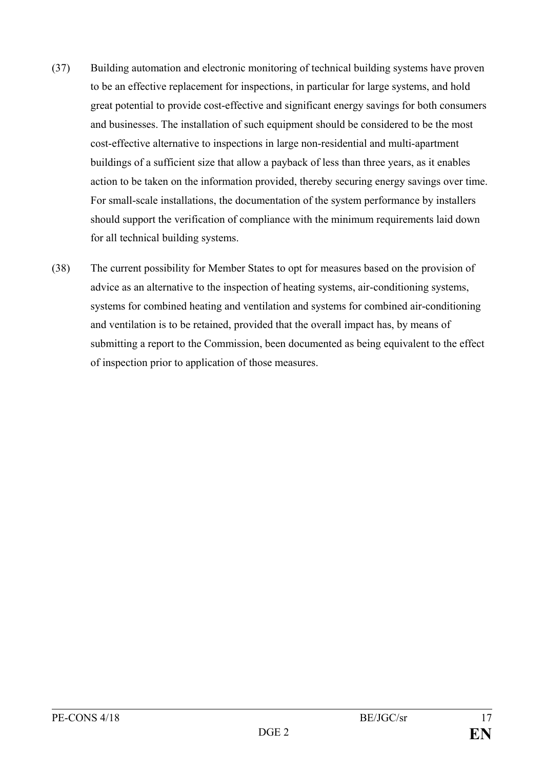(37) Building automation and electronic monitoring of technical building systems have proven to be an effective replacement for inspections, in particular for large systems, and hold great potential to provide cost-effective and significant energy savings for both consumers and businesses. The installation of such equipment should be considered to be the most cost-effective alternative to inspections in large non-residential and multi-apartment buildings of a sufficient size that allow a payback of less than three years, as it enables action to be taken on the information provided, thereby securing energy savings over time. For small-scale installations, the documentation of the system performance by installers should support the verification of compliance with the minimum requirements laid down for all technical building systems.

(38) The current possibility for Member States to opt for measures based on the provision of advice as an alternative to the inspection of heating systems, air-conditioning systems, systems for combined heating and ventilation and systems for combined air-conditioning and ventilation is to be retained, provided that the overall impact has, by means of submitting a report to the Commission, been documented as being equivalent to the effect of inspection prior to application of those measures.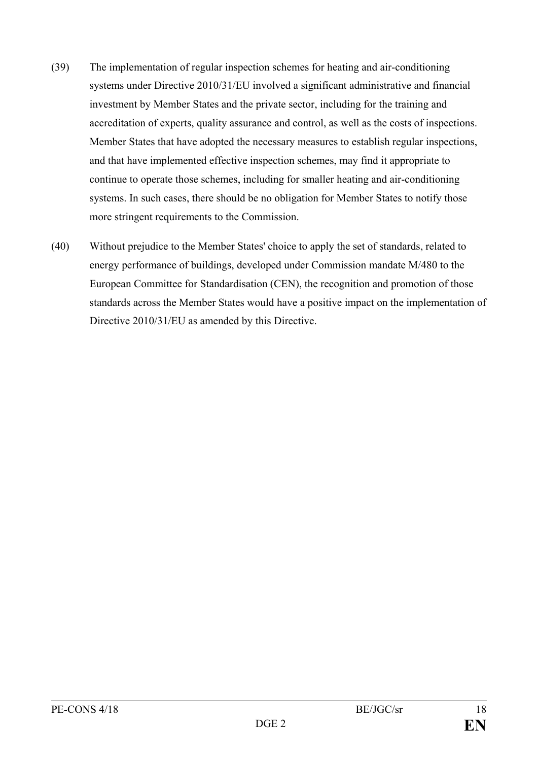(39) The implementation of regular inspection schemes for heating and air-conditioning systems under Directive 2010/31/EU involved a significant administrative and financial investment by Member States and the private sector, including for the training and accreditation of experts, quality assurance and control, as well as the costs of inspections. Member States that have adopted the necessary measures to establish regular inspections, and that have implemented effective inspection schemes, may find it appropriate to continue to operate those schemes, including for smaller heating and air-conditioning systems. In such cases, there should be no obligation for Member States to notify those more stringent requirements to the Commission.

(40) Without prejudice to the Member States' choice to apply the set of standards, related to energy performance of buildings, developed under Commission mandate M/480 to the European Committee for Standardisation (CEN), the recognition and promotion of those standards across the Member States would have a positive impact on the implementation of Directive 2010/31/EU as amended by this Directive.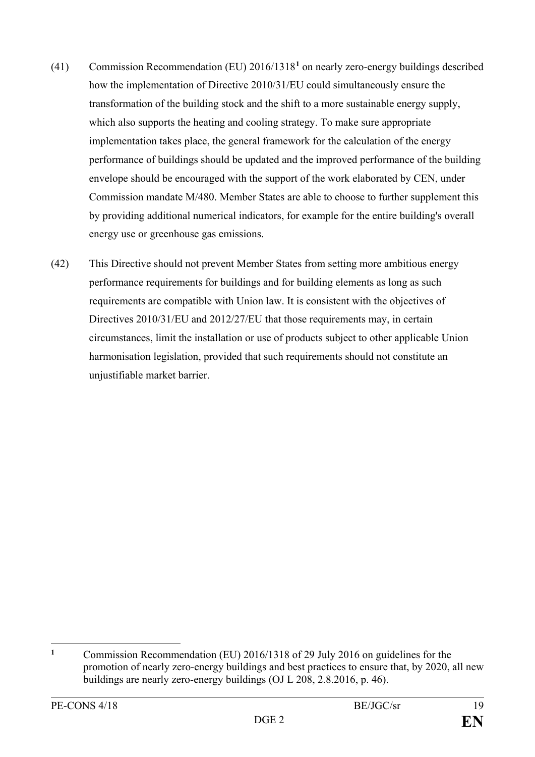(41) Commission Recommendation (EU) 2016/1318[1] on nearly zero-energy buildings described how the implementation of Directive 2010/31/EU could simultaneously ensure the transformation of the building stock and the shift to a more sustainable energy supply, which also supports the heating and cooling strategy. To make sure appropriate implementation takes place, the general framework for the calculation of the energy performance of buildings should be updated and the improved performance of the building envelope should be encouraged with the support of the work elaborated by CEN, under Commission mandate M/480. Member States are able to choose to further supplement this by providing additional numerical indicators, for example for the entire building's overall energy use or greenhouse gas emissions.

(42) This Directive should not prevent Member States from setting more ambitious energy performance requirements for buildings and for building elements as long as such requirements are compatible with Union law. It is consistent with the objectives of Directives 2010/31/EU and 2012/27/EU that those requirements may, in certain circumstances, limit the installation or use of products subject to other applicable Union harmonisation legislation, provided that such requirements should not constitute an unjustifiable market barrier.

---

[1] Commission Recommendation (EU) 2016/1318 of 29 July 2016 on guidelines for the promotion of nearly zero-energy buildings and best practices to ensure that, by 2020, all new buildings are nearly zero-energy buildings (OJ L 208, 2.8.2016, p. 46).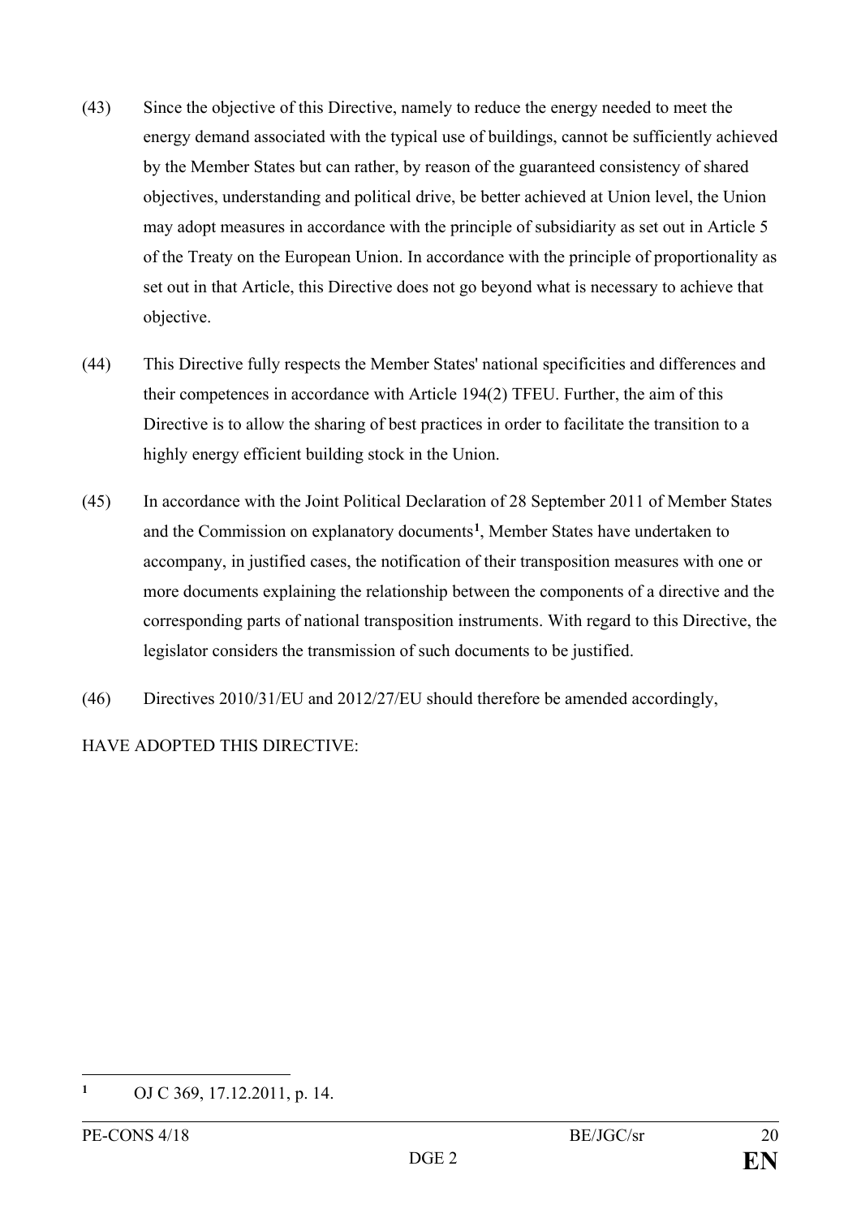(43) Since the objective of this Directive, namely to reduce the energy needed to meet the energy demand associated with the typical use of buildings, cannot be sufficiently achieved by the Member States but can rather, by reason of the guaranteed consistency of shared objectives, understanding and political drive, be better achieved at Union level, the Union may adopt measures in accordance with the principle of subsidiarity as set out in Article 5 of the Treaty on the European Union. In accordance with the principle of proportionality as set out in that Article, this Directive does not go beyond what is necessary to achieve that objective.

(44) This Directive fully respects the Member States' national specificities and differences and their competences in accordance with Article 194(2) TFEU. Further, the aim of this Directive is to allow the sharing of best practices in order to facilitate the transition to a highly energy efficient building stock in the Union.

(45) In accordance with the Joint Political Declaration of 28 September 2011 of Member States and the Commission on explanatory documents[1], Member States have undertaken to accompany, in justified cases, the notification of their transposition measures with one or more documents explaining the relationship between the components of a directive and the corresponding parts of national transposition instruments. With regard to this Directive, the legislator considers the transmission of such documents to be justified.

(46) Directives 2010/31/EU and 2012/27/EU should therefore be amended accordingly,

HAVE ADOPTED THIS DIRECTIVE:

---

[1] OJ C 369, 17.12.2011, p. 14.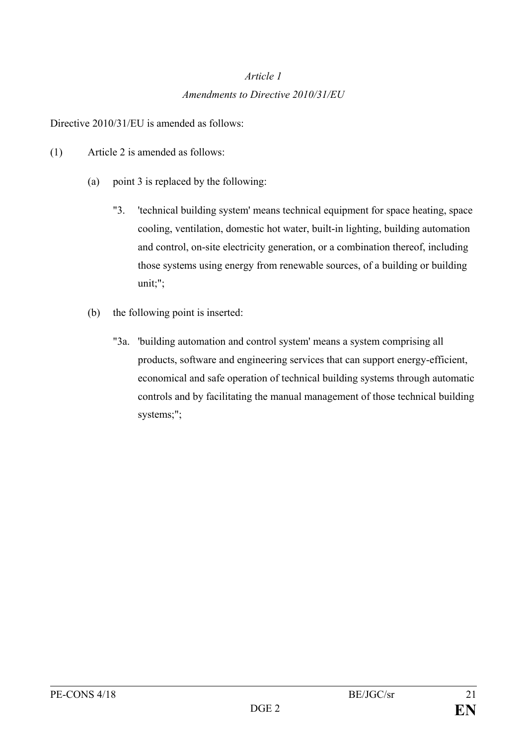*Article 1*

*Amendments to Directive 2010/31/EU*

Directive 2010/31/EU is amended as follows:

(1) Article 2 is amended as follows:

(a) point 3 is replaced by the following:

"3. 'technical building system' means technical equipment for space heating, space cooling, ventilation, domestic hot water, built-in lighting, building automation and control, on-site electricity generation, or a combination thereof, including those systems using energy from renewable sources, of a building or building unit;";

(b) the following point is inserted:

"3a. 'building automation and control system' means a system comprising all products, software and engineering services that can support energy-efficient, economical and safe operation of technical building systems through automatic controls and by facilitating the manual management of those technical building systems;";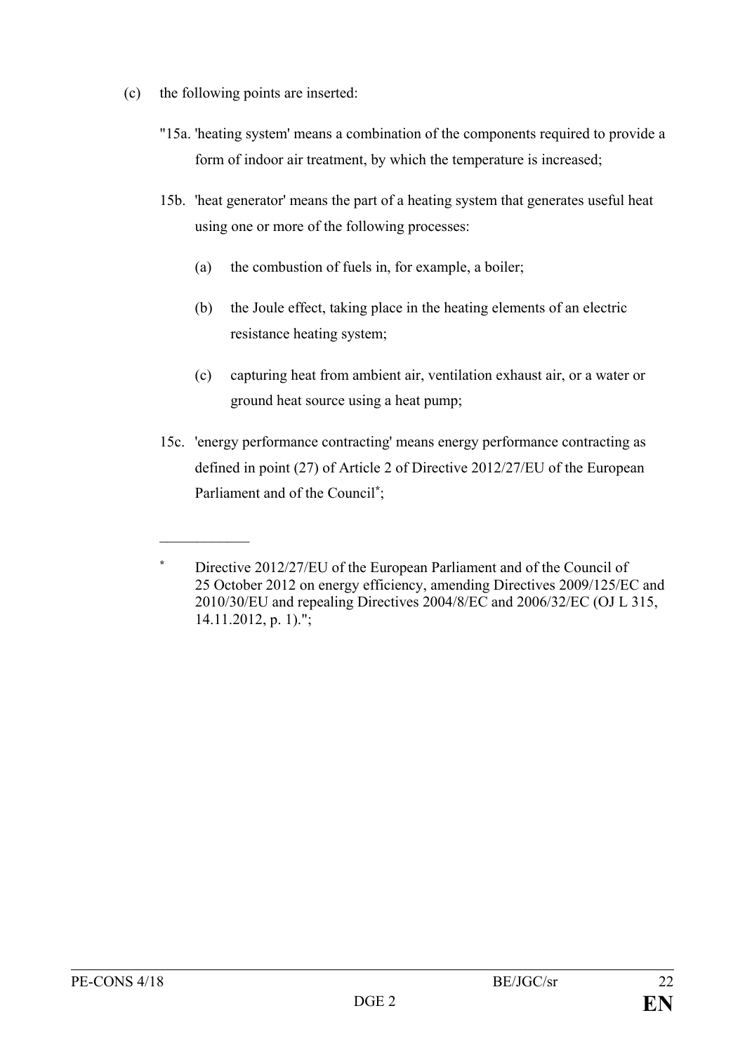(c) the following points are inserted:

"15a. 'heating system' means a combination of the components required to provide a form of indoor air treatment, by which the temperature is increased;

15b. 'heat generator' means the part of a heating system that generates useful heat using one or more of the following processes:

(a) the combustion of fuels in, for example, a boiler;

(b) the Joule effect, taking place in the heating elements of an electric resistance heating system;

(c) capturing heat from ambient air, ventilation exhaust air, or a water or ground heat source using a heat pump;

15c. 'energy performance contracting' means energy performance contracting as defined in point (27) of Article 2 of Directive 2012/27/EU of the European Parliament and of the Council*;

___

* Directive 2012/27/EU of the European Parliament and of the Council of 25 October 2012 on energy efficiency, amending Directives 2009/125/EC and 2010/30/EU and repealing Directives 2004/8/EC and 2006/32/EC (OJ L 315, 14.11.2012, p. 1).";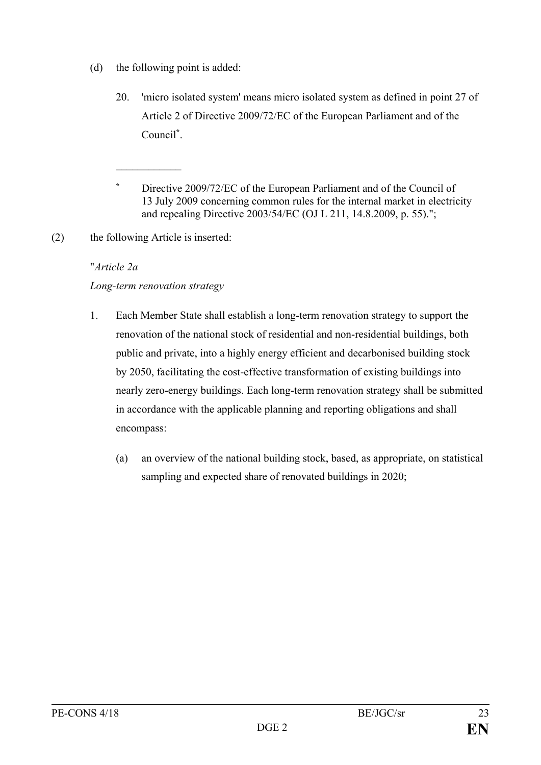(d) the following point is added:

20. 'micro isolated system' means micro isolated system as defined in point 27 of Article 2 of Directive 2009/72/EC of the European Parliament and of the Council*.

____________

\* Directive 2009/72/EC of the European Parliament and of the Council of 13 July 2009 concerning common rules for the internal market in electricity and repealing Directive 2003/54/EC (OJ L 211, 14.8.2009, p. 55).";

(2) the following Article is inserted:

"*Article 2a*

*Long-term renovation strategy*

1. Each Member State shall establish a long-term renovation strategy to support the renovation of the national stock of residential and non-residential buildings, both public and private, into a highly energy efficient and decarbonised building stock by 2050, facilitating the cost-effective transformation of existing buildings into nearly zero-energy buildings. Each long-term renovation strategy shall be submitted in accordance with the applicable planning and reporting obligations and shall encompass:

   (a) an overview of the national building stock, based, as appropriate, on statistical sampling and expected share of renovated buildings in 2020;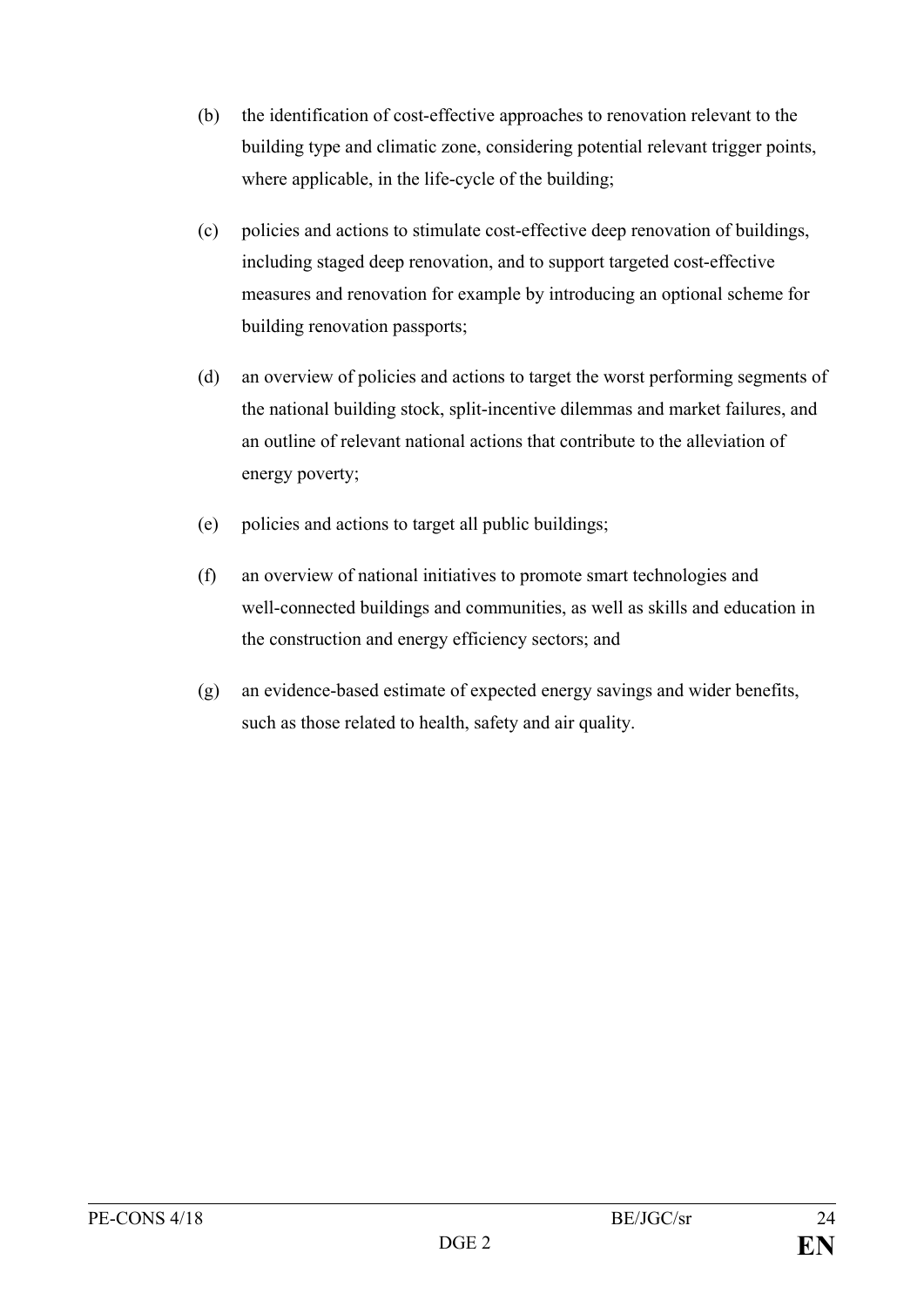(b) the identification of cost-effective approaches to renovation relevant to the building type and climatic zone, considering potential relevant trigger points, where applicable, in the life-cycle of the building;

(c) policies and actions to stimulate cost-effective deep renovation of buildings, including staged deep renovation, and to support targeted cost-effective measures and renovation for example by introducing an optional scheme for building renovation passports;

(d) an overview of policies and actions to target the worst performing segments of the national building stock, split-incentive dilemmas and market failures, and an outline of relevant national actions that contribute to the alleviation of energy poverty;

(e) policies and actions to target all public buildings;

(f) an overview of national initiatives to promote smart technologies and well-connected buildings and communities, as well as skills and education in the construction and energy efficiency sectors; and

(g) an evidence-based estimate of expected energy savings and wider benefits, such as those related to health, safety and air quality.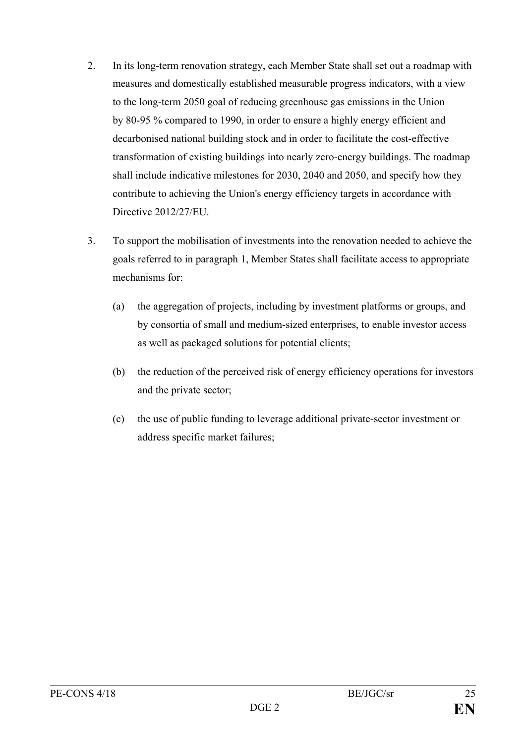2. In its long-term renovation strategy, each Member State shall set out a roadmap with measures and domestically established measurable progress indicators, with a view to the long-term 2050 goal of reducing greenhouse gas emissions in the Union by 80-95 % compared to 1990, in order to ensure a highly energy efficient and decarbonised national building stock and in order to facilitate the cost-effective transformation of existing buildings into nearly zero-energy buildings. The roadmap shall include indicative milestones for 2030, 2040 and 2050, and specify how they contribute to achieving the Union's energy efficiency targets in accordance with Directive 2012/27/EU.

3. To support the mobilisation of investments into the renovation needed to achieve the goals referred to in paragraph 1, Member States shall facilitate access to appropriate mechanisms for:

   (a) the aggregation of projects, including by investment platforms or groups, and by consortia of small and medium-sized enterprises, to enable investor access as well as packaged solutions for potential clients;

   (b) the reduction of the perceived risk of energy efficiency operations for investors and the private sector;

   (c) the use of public funding to leverage additional private-sector investment or address specific market failures;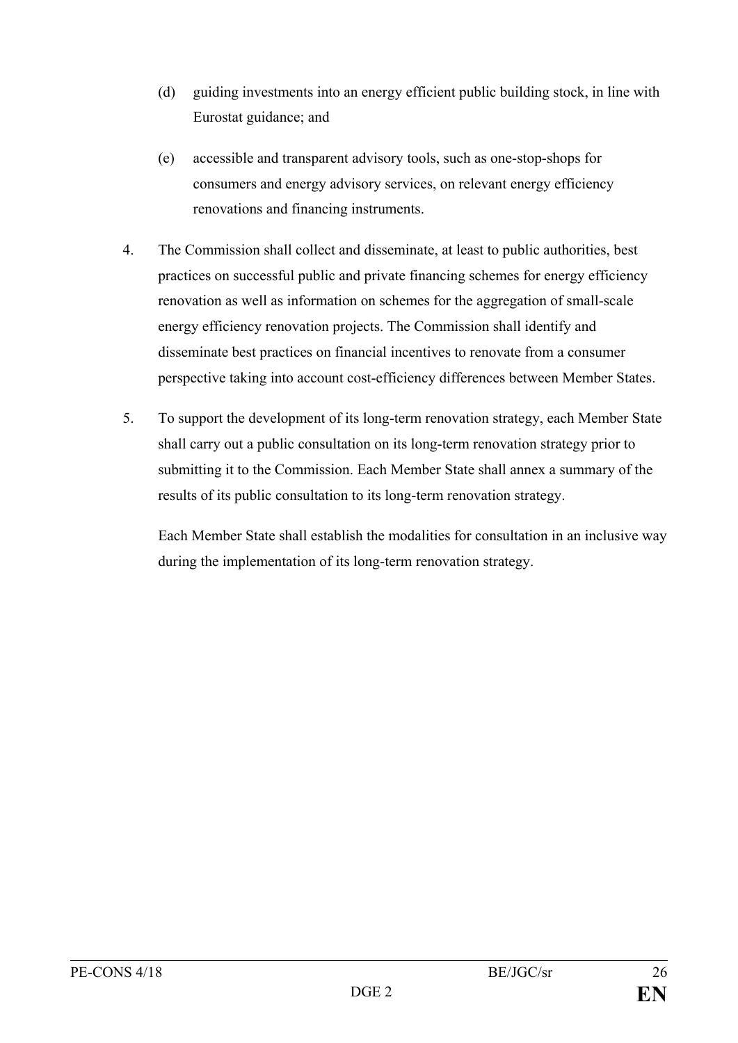(d) guiding investments into an energy efficient public building stock, in line with Eurostat guidance; and

(e) accessible and transparent advisory tools, such as one-stop-shops for consumers and energy advisory services, on relevant energy efficiency renovations and financing instruments.

4. The Commission shall collect and disseminate, at least to public authorities, best practices on successful public and private financing schemes for energy efficiency renovation as well as information on schemes for the aggregation of small-scale energy efficiency renovation projects. The Commission shall identify and disseminate best practices on financial incentives to renovate from a consumer perspective taking into account cost-efficiency differences between Member States.

5. To support the development of its long-term renovation strategy, each Member State shall carry out a public consultation on its long-term renovation strategy prior to submitting it to the Commission. Each Member State shall annex a summary of the results of its public consultation to its long-term renovation strategy.

   Each Member State shall establish the modalities for consultation in an inclusive way during the implementation of its long-term renovation strategy.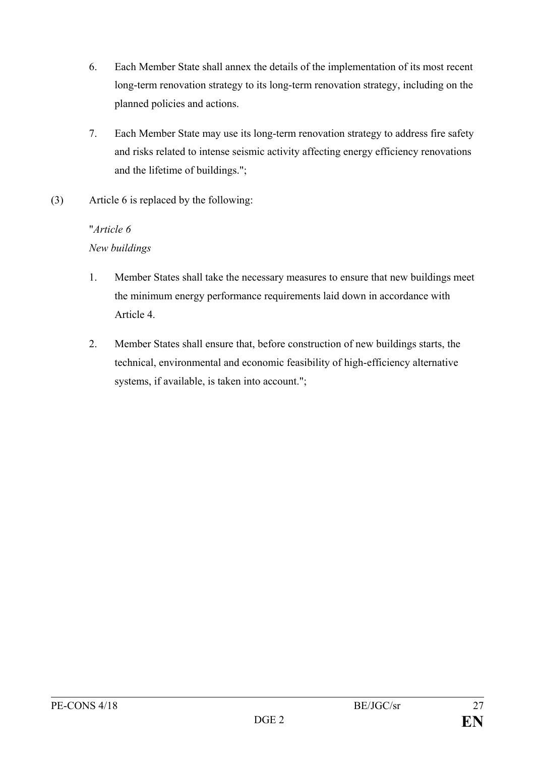6. Each Member State shall annex the details of the implementation of its most recent long-term renovation strategy to its long-term renovation strategy, including on the planned policies and actions.

7. Each Member State may use its long-term renovation strategy to address fire safety and risks related to intense seismic activity affecting energy efficiency renovations and the lifetime of buildings.";

(3) Article 6 is replaced by the following:

"*Article 6*
*New buildings*

1. Member States shall take the necessary measures to ensure that new buildings meet the minimum energy performance requirements laid down in accordance with Article 4.

2. Member States shall ensure that, before construction of new buildings starts, the technical, environmental and economic feasibility of high-efficiency alternative systems, if available, is taken into account.";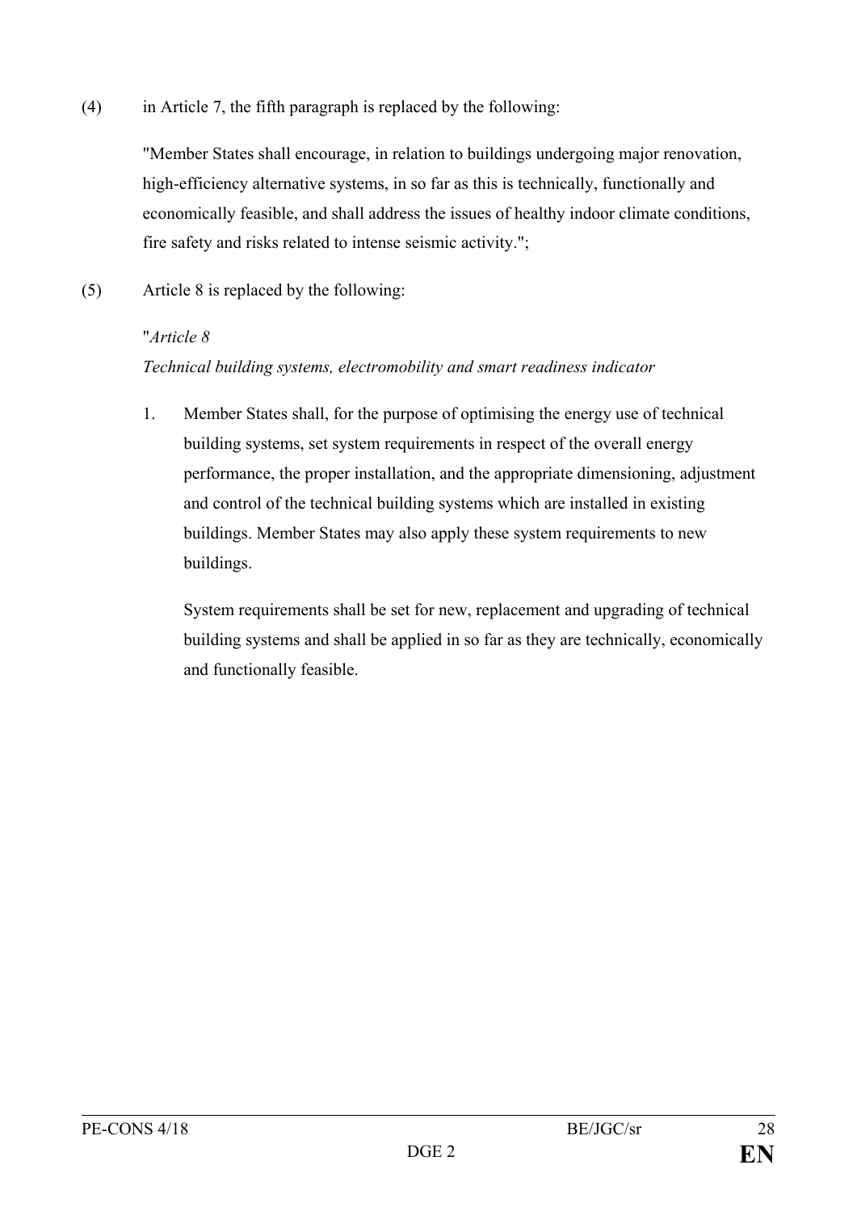(4) in Article 7, the fifth paragraph is replaced by the following:

"Member States shall encourage, in relation to buildings undergoing major renovation, high-efficiency alternative systems, in so far as this is technically, functionally and economically feasible, and shall address the issues of healthy indoor climate conditions, fire safety and risks related to intense seismic activity.";

(5) Article 8 is replaced by the following:

"*Article 8*

*Technical building systems, electromobility and smart readiness indicator*

1. Member States shall, for the purpose of optimising the energy use of technical building systems, set system requirements in respect of the overall energy performance, the proper installation, and the appropriate dimensioning, adjustment and control of the technical building systems which are installed in existing buildings. Member States may also apply these system requirements to new buildings.

   System requirements shall be set for new, replacement and upgrading of technical building systems and shall be applied in so far as they are technically, economically and functionally feasible.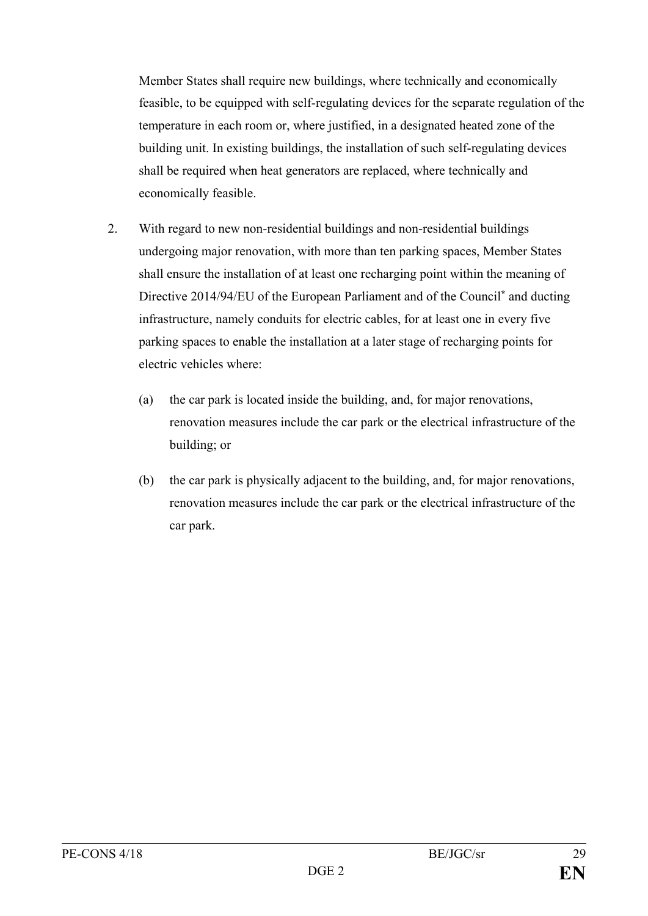Member States shall require new buildings, where technically and economically feasible, to be equipped with self-regulating devices for the separate regulation of the temperature in each room or, where justified, in a designated heated zone of the building unit. In existing buildings, the installation of such self-regulating devices shall be required when heat generators are replaced, where technically and economically feasible.

2. With regard to new non-residential buildings and non-residential buildings undergoing major renovation, with more than ten parking spaces, Member States shall ensure the installation of at least one recharging point within the meaning of Directive 2014/94/EU of the European Parliament and of the Council* and ducting infrastructure, namely conduits for electric cables, for at least one in every five parking spaces to enable the installation at a later stage of recharging points for electric vehicles where:

   (a) the car park is located inside the building, and, for major renovations, renovation measures include the car park or the electrical infrastructure of the building; or

   (b) the car park is physically adjacent to the building, and, for major renovations, renovation measures include the car park or the electrical infrastructure of the car park.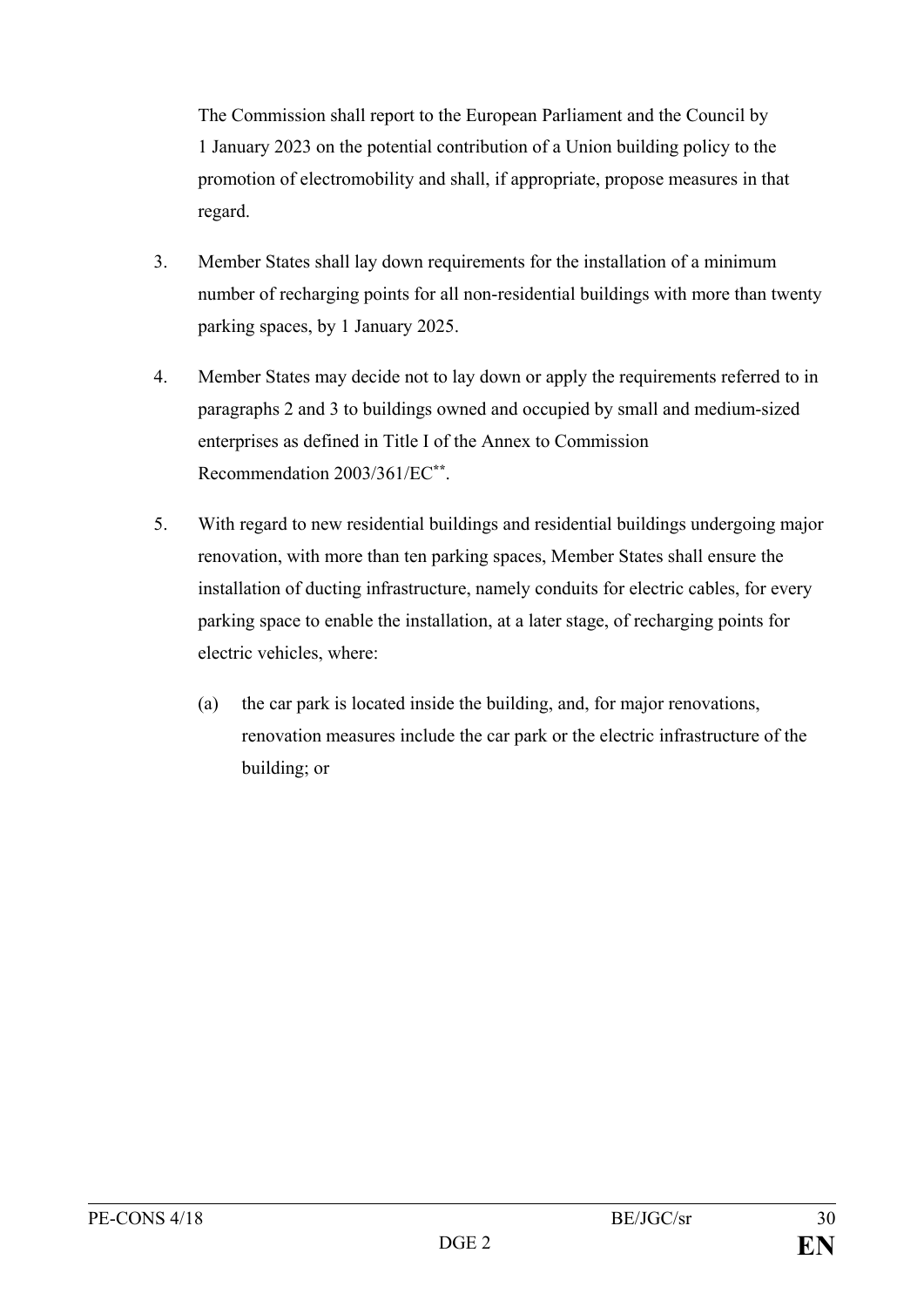The Commission shall report to the European Parliament and the Council by 1 January 2023 on the potential contribution of a Union building policy to the promotion of electromobility and shall, if appropriate, propose measures in that regard.

3. Member States shall lay down requirements for the installation of a minimum number of recharging points for all non-residential buildings with more than twenty parking spaces, by 1 January 2025.

4. Member States may decide not to lay down or apply the requirements referred to in paragraphs 2 and 3 to buildings owned and occupied by small and medium-sized enterprises as defined in Title I of the Annex to Commission Recommendation 2003/361/EC[**].

5. With regard to new residential buildings and residential buildings undergoing major renovation, with more than ten parking spaces, Member States shall ensure the installation of ducting infrastructure, namely conduits for electric cables, for every parking space to enable the installation, at a later stage, of recharging points for electric vehicles, where:

   (a) the car park is located inside the building, and, for major renovations, renovation measures include the car park or the electric infrastructure of the building; or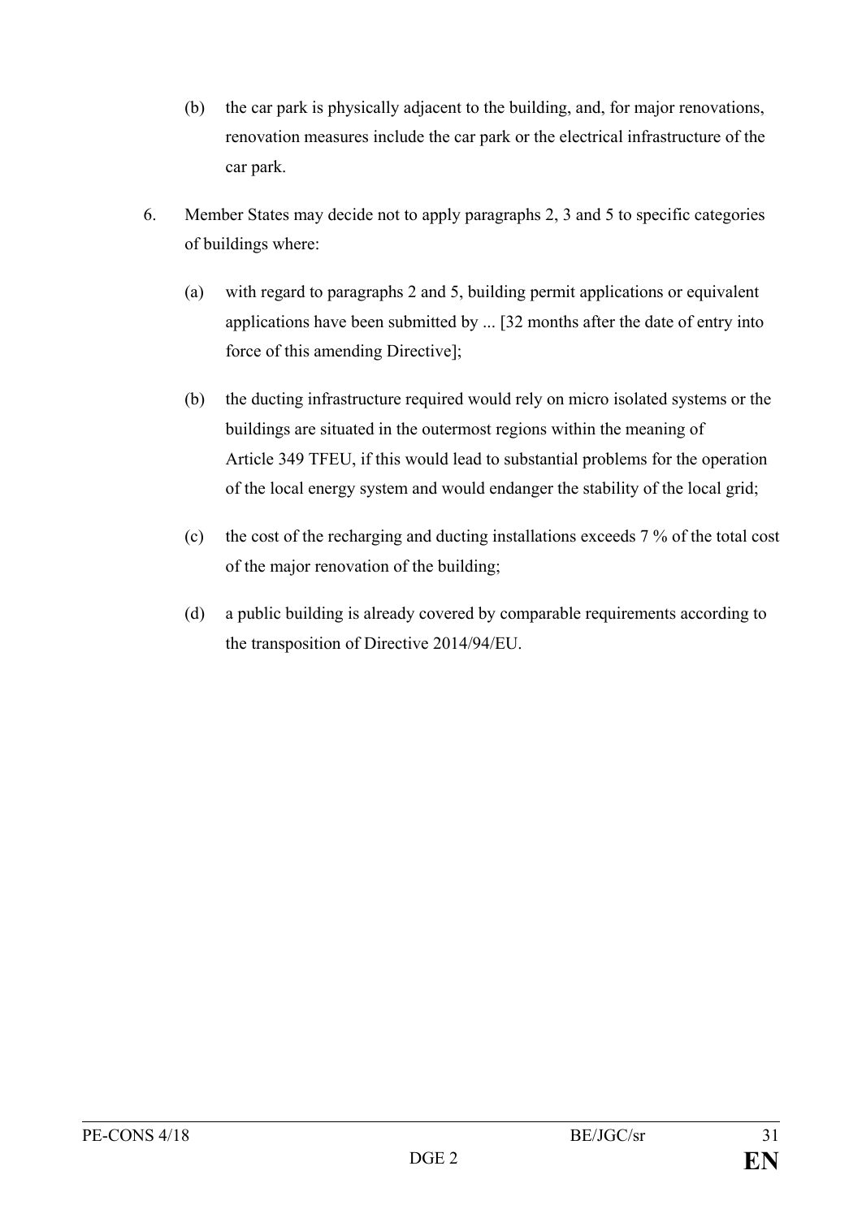(b) the car park is physically adjacent to the building, and, for major renovations, renovation measures include the car park or the electrical infrastructure of the car park.

6. Member States may decide not to apply paragraphs 2, 3 and 5 to specific categories of buildings where:

   (a) with regard to paragraphs 2 and 5, building permit applications or equivalent applications have been submitted by ... [32 months after the date of entry into force of this amending Directive];

   (b) the ducting infrastructure required would rely on micro isolated systems or the buildings are situated in the outermost regions within the meaning of Article 349 TFEU, if this would lead to substantial problems for the operation of the local energy system and would endanger the stability of the local grid;

   (c) the cost of the recharging and ducting installations exceeds 7 % of the total cost of the major renovation of the building;

   (d) a public building is already covered by comparable requirements according to the transposition of Directive 2014/94/EU.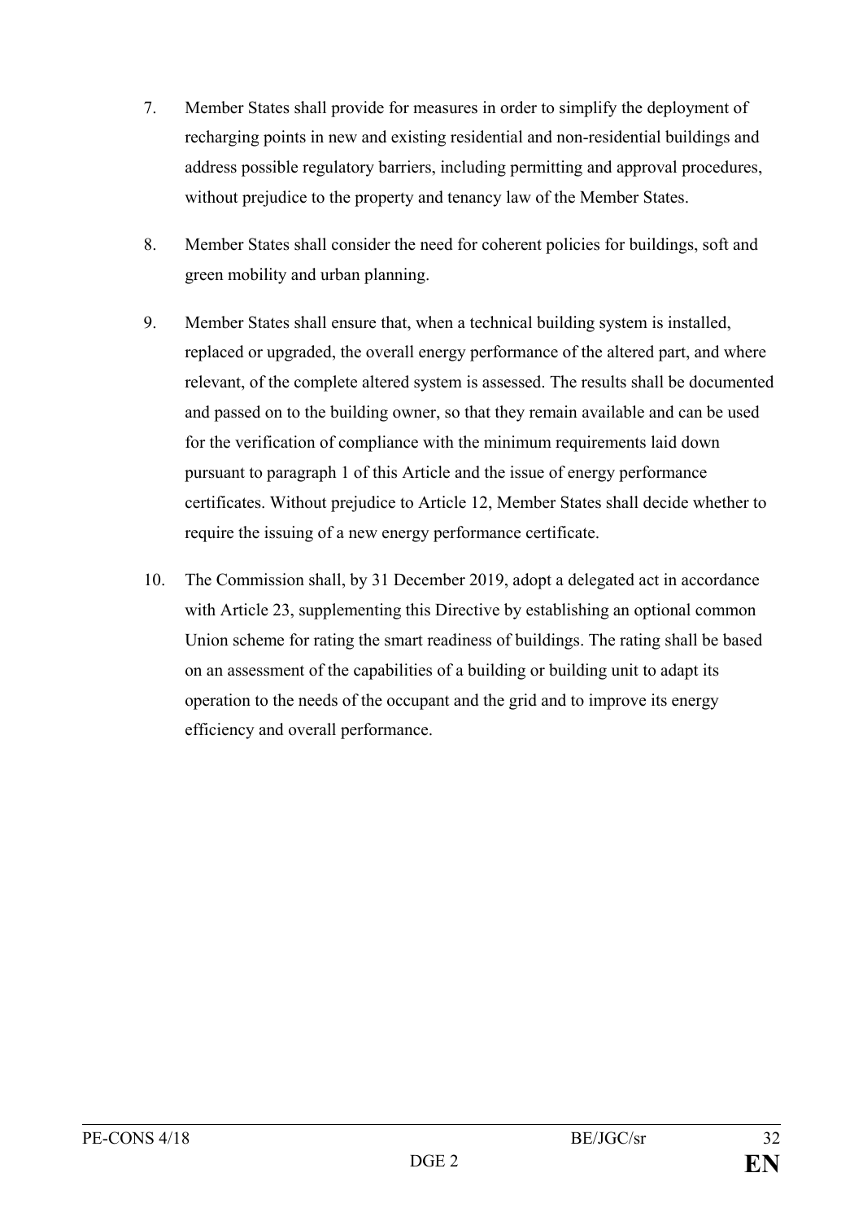7. Member States shall provide for measures in order to simplify the deployment of recharging points in new and existing residential and non-residential buildings and address possible regulatory barriers, including permitting and approval procedures, without prejudice to the property and tenancy law of the Member States.

8. Member States shall consider the need for coherent policies for buildings, soft and green mobility and urban planning.

9. Member States shall ensure that, when a technical building system is installed, replaced or upgraded, the overall energy performance of the altered part, and where relevant, of the complete altered system is assessed. The results shall be documented and passed on to the building owner, so that they remain available and can be used for the verification of compliance with the minimum requirements laid down pursuant to paragraph 1 of this Article and the issue of energy performance certificates. Without prejudice to Article 12, Member States shall decide whether to require the issuing of a new energy performance certificate.

10. The Commission shall, by 31 December 2019, adopt a delegated act in accordance with Article 23, supplementing this Directive by establishing an optional common Union scheme for rating the smart readiness of buildings. The rating shall be based on an assessment of the capabilities of a building or building unit to adapt its operation to the needs of the occupant and the grid and to improve its energy efficiency and overall performance.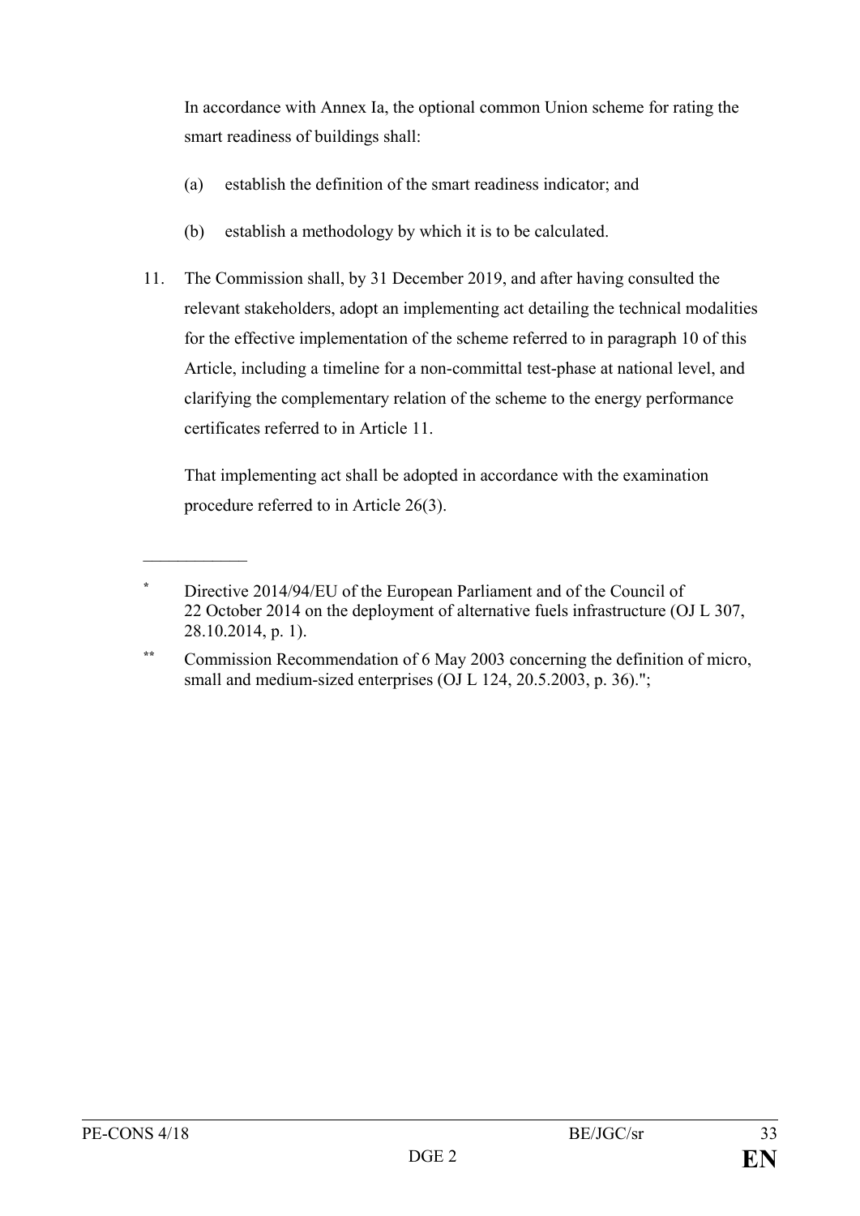In accordance with Annex Ia, the optional common Union scheme for rating the smart readiness of buildings shall:

(a) establish the definition of the smart readiness indicator; and

(b) establish a methodology by which it is to be calculated.

11. The Commission shall, by 31 December 2019, and after having consulted the relevant stakeholders, adopt an implementing act detailing the technical modalities for the effective implementation of the scheme referred to in paragraph 10 of this Article, including a timeline for a non-committal test-phase at national level, and clarifying the complementary relation of the scheme to the energy performance certificates referred to in Article 11.

That implementing act shall be adopted in accordance with the examination procedure referred to in Article 26(3).

---

[*] Directive 2014/94/EU of the European Parliament and of the Council of 22 October 2014 on the deployment of alternative fuels infrastructure (OJ L 307, 28.10.2014, p. 1).

[**] Commission Recommendation of 6 May 2003 concerning the definition of micro, small and medium-sized enterprises (OJ L 124, 20.5.2003, p. 36).";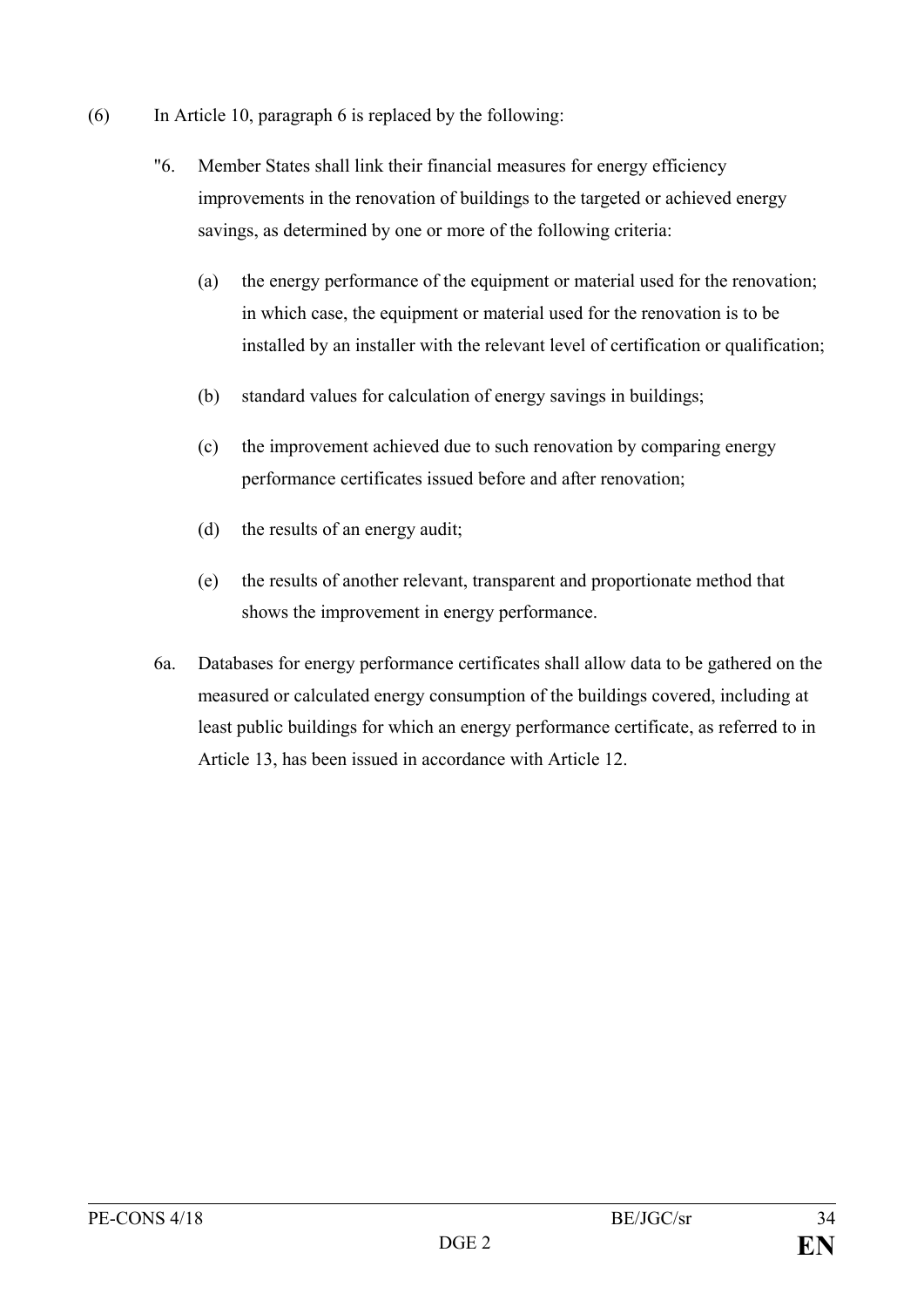(6) In Article 10, paragraph 6 is replaced by the following:

"6. Member States shall link their financial measures for energy efficiency improvements in the renovation of buildings to the targeted or achieved energy savings, as determined by one or more of the following criteria:

(a) the energy performance of the equipment or material used for the renovation; in which case, the equipment or material used for the renovation is to be installed by an installer with the relevant level of certification or qualification;

(b) standard values for calculation of energy savings in buildings;

(c) the improvement achieved due to such renovation by comparing energy performance certificates issued before and after renovation;

(d) the results of an energy audit;

(e) the results of another relevant, transparent and proportionate method that shows the improvement in energy performance.

6a. Databases for energy performance certificates shall allow data to be gathered on the measured or calculated energy consumption of the buildings covered, including at least public buildings for which an energy performance certificate, as referred to in Article 13, has been issued in accordance with Article 12.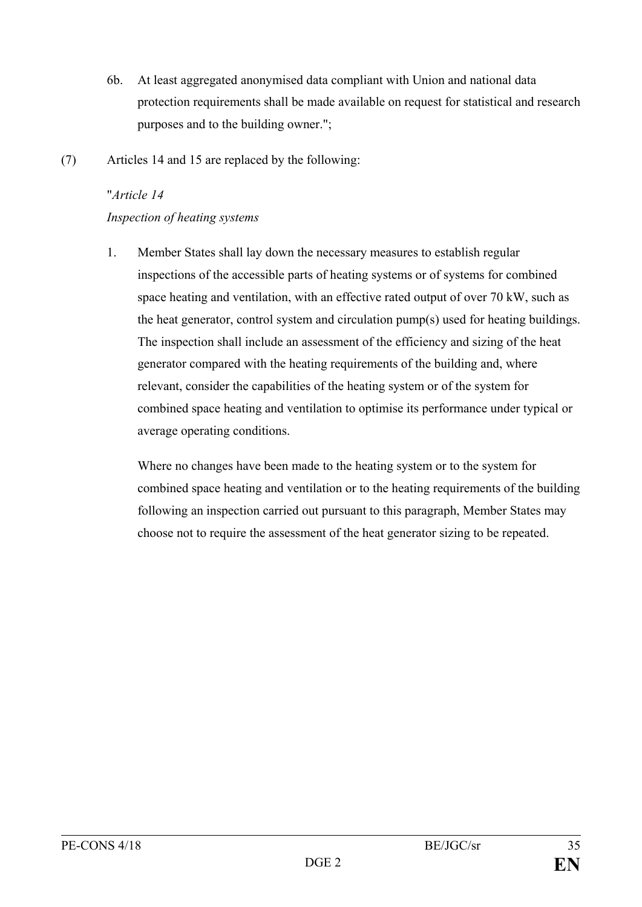6b. At least aggregated anonymised data compliant with Union and national data protection requirements shall be made available on request for statistical and research purposes and to the building owner.";

(7) Articles 14 and 15 are replaced by the following:

"*Article 14*

*Inspection of heating systems*

1. Member States shall lay down the necessary measures to establish regular inspections of the accessible parts of heating systems or of systems for combined space heating and ventilation, with an effective rated output of over 70 kW, such as the heat generator, control system and circulation pump(s) used for heating buildings. The inspection shall include an assessment of the efficiency and sizing of the heat generator compared with the heating requirements of the building and, where relevant, consider the capabilities of the heating system or of the system for combined space heating and ventilation to optimise its performance under typical or average operating conditions.

   Where no changes have been made to the heating system or to the system for combined space heating and ventilation or to the heating requirements of the building following an inspection carried out pursuant to this paragraph, Member States may choose not to require the assessment of the heat generator sizing to be repeated.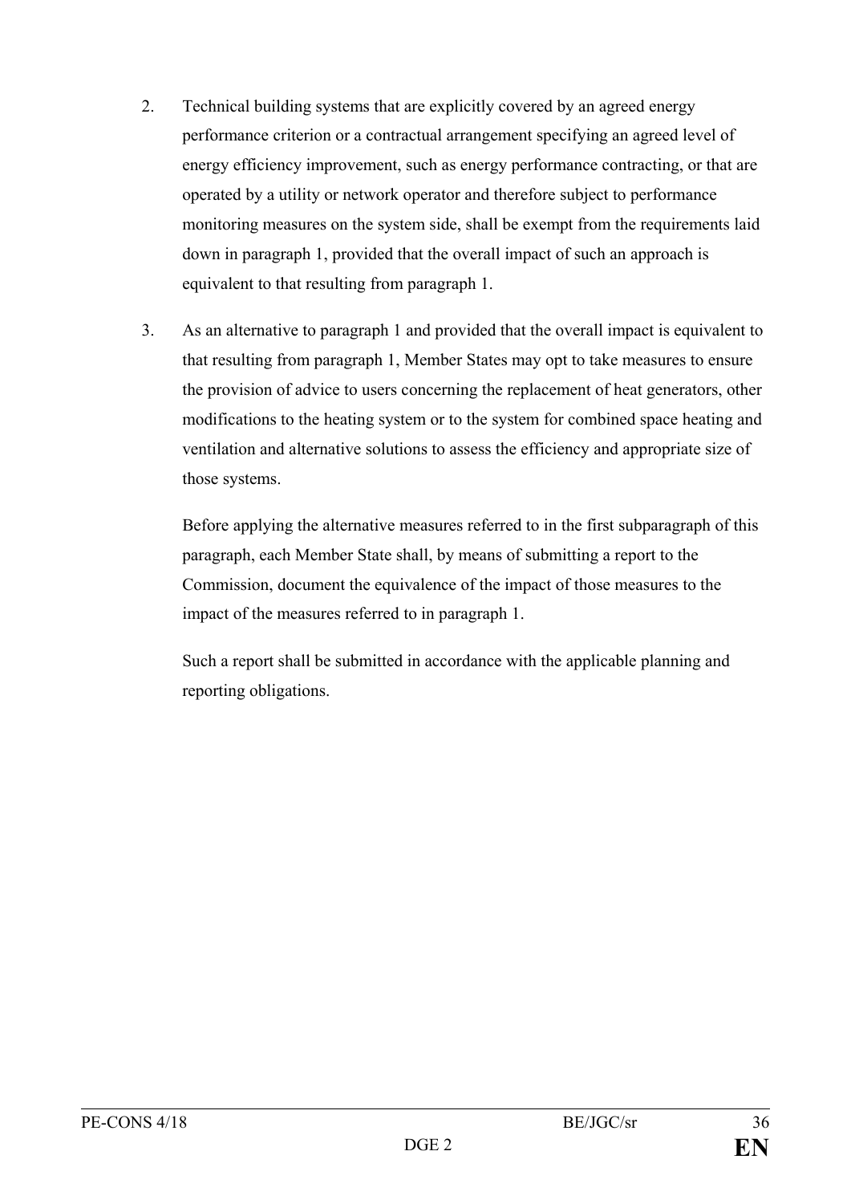2. Technical building systems that are explicitly covered by an agreed energy performance criterion or a contractual arrangement specifying an agreed level of energy efficiency improvement, such as energy performance contracting, or that are operated by a utility or network operator and therefore subject to performance monitoring measures on the system side, shall be exempt from the requirements laid down in paragraph 1, provided that the overall impact of such an approach is equivalent to that resulting from paragraph 1.

3. As an alternative to paragraph 1 and provided that the overall impact is equivalent to that resulting from paragraph 1, Member States may opt to take measures to ensure the provision of advice to users concerning the replacement of heat generators, other modifications to the heating system or to the system for combined space heating and ventilation and alternative solutions to assess the efficiency and appropriate size of those systems.

   Before applying the alternative measures referred to in the first subparagraph of this paragraph, each Member State shall, by means of submitting a report to the Commission, document the equivalence of the impact of those measures to the impact of the measures referred to in paragraph 1.

   Such a report shall be submitted in accordance with the applicable planning and reporting obligations.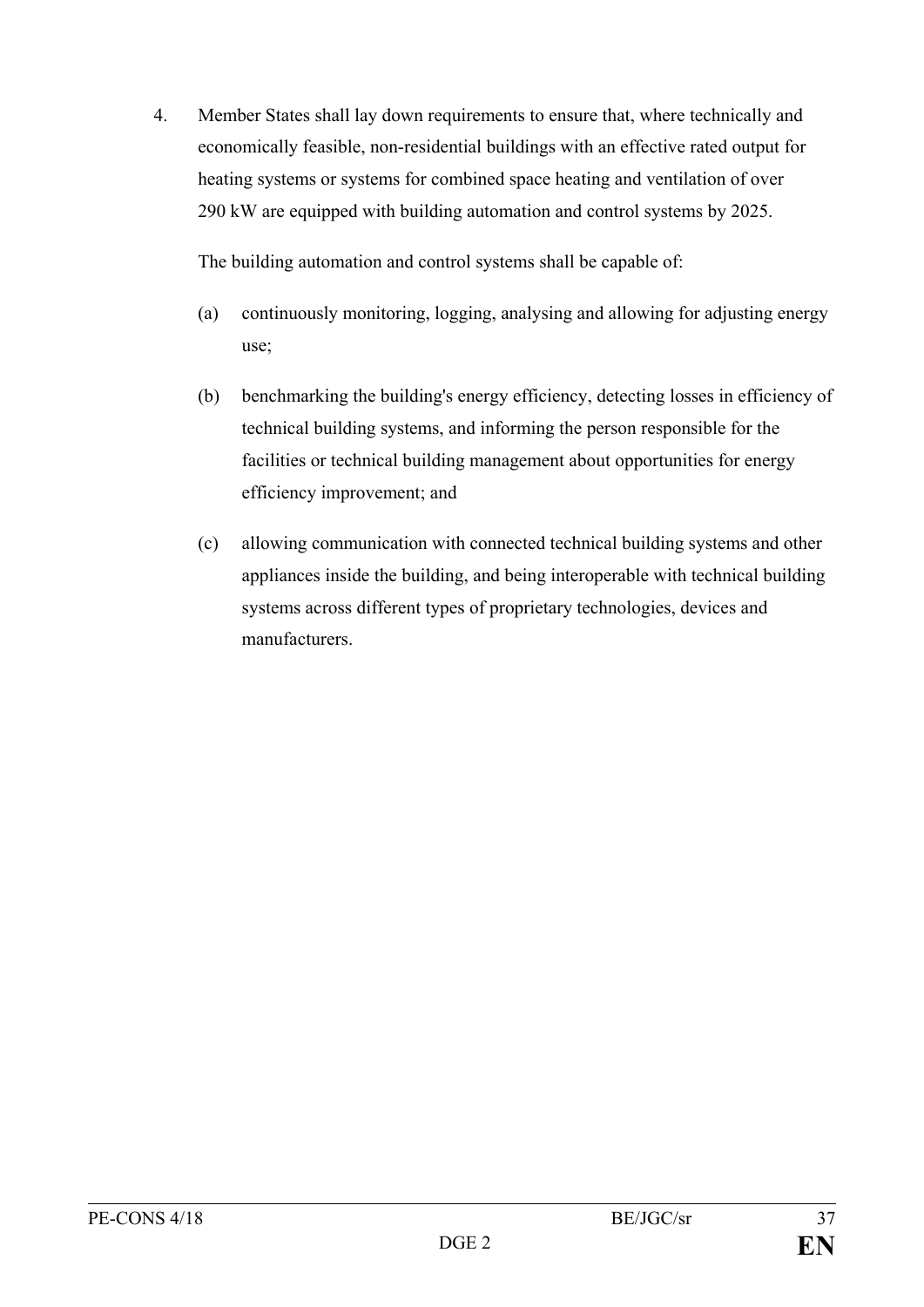4. Member States shall lay down requirements to ensure that, where technically and economically feasible, non-residential buildings with an effective rated output for heating systems or systems for combined space heating and ventilation of over 290 kW are equipped with building automation and control systems by 2025.

   The building automation and control systems shall be capable of:

   (a) continuously monitoring, logging, analysing and allowing for adjusting energy use;

   (b) benchmarking the building's energy efficiency, detecting losses in efficiency of technical building systems, and informing the person responsible for the facilities or technical building management about opportunities for energy efficiency improvement; and

   (c) allowing communication with connected technical building systems and other appliances inside the building, and being interoperable with technical building systems across different types of proprietary technologies, devices and manufacturers.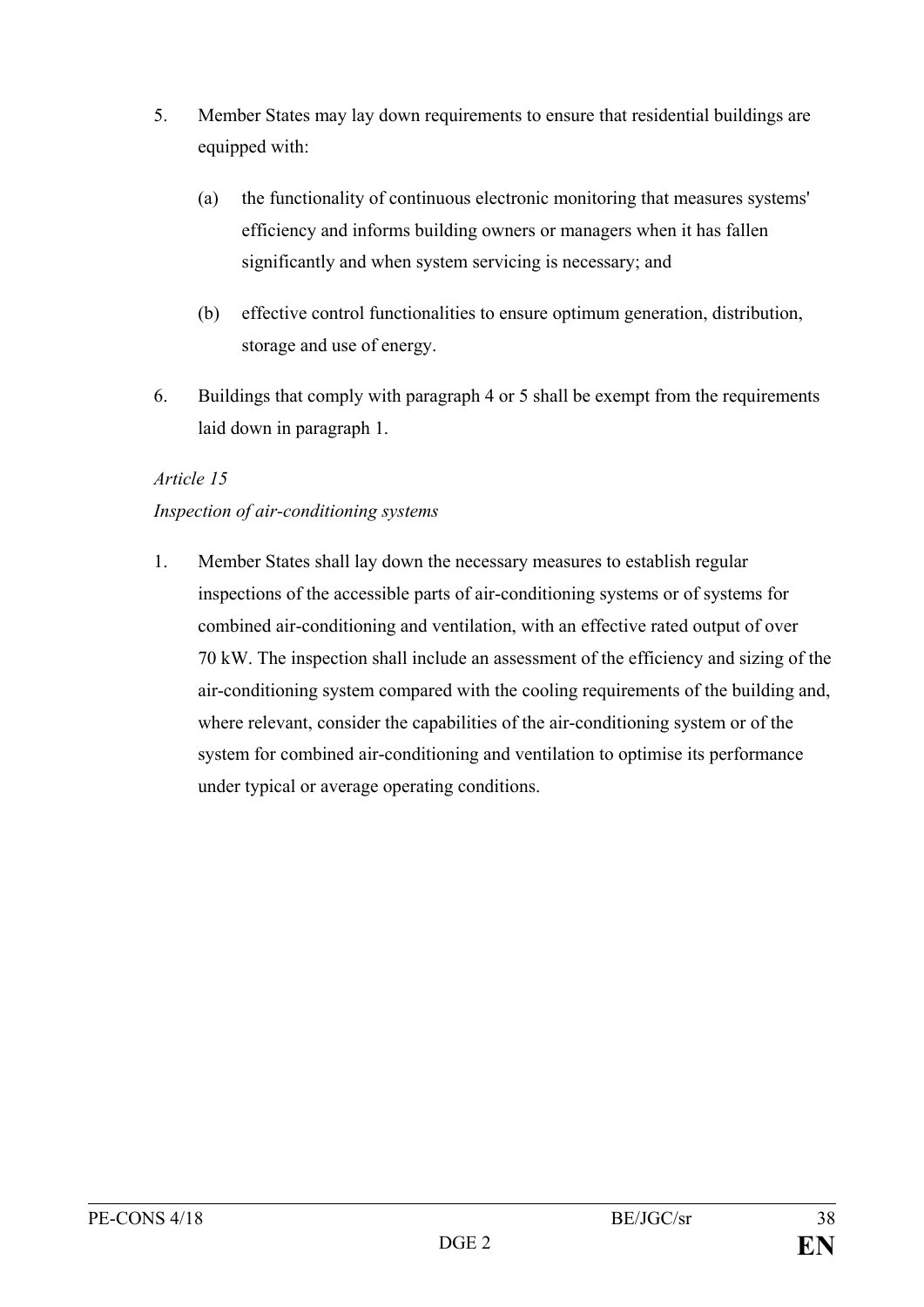5. Member States may lay down requirements to ensure that residential buildings are equipped with:

   (a) the functionality of continuous electronic monitoring that measures systems' efficiency and informs building owners or managers when it has fallen significantly and when system servicing is necessary; and

   (b) effective control functionalities to ensure optimum generation, distribution, storage and use of energy.

6. Buildings that comply with paragraph 4 or 5 shall be exempt from the requirements laid down in paragraph 1.

*Article 15*

*Inspection of air-conditioning systems*

1. Member States shall lay down the necessary measures to establish regular inspections of the accessible parts of air-conditioning systems or of systems for combined air-conditioning and ventilation, with an effective rated output of over 70 kW. The inspection shall include an assessment of the efficiency and sizing of the air-conditioning system compared with the cooling requirements of the building and, where relevant, consider the capabilities of the air-conditioning system or of the system for combined air-conditioning and ventilation to optimise its performance under typical or average operating conditions.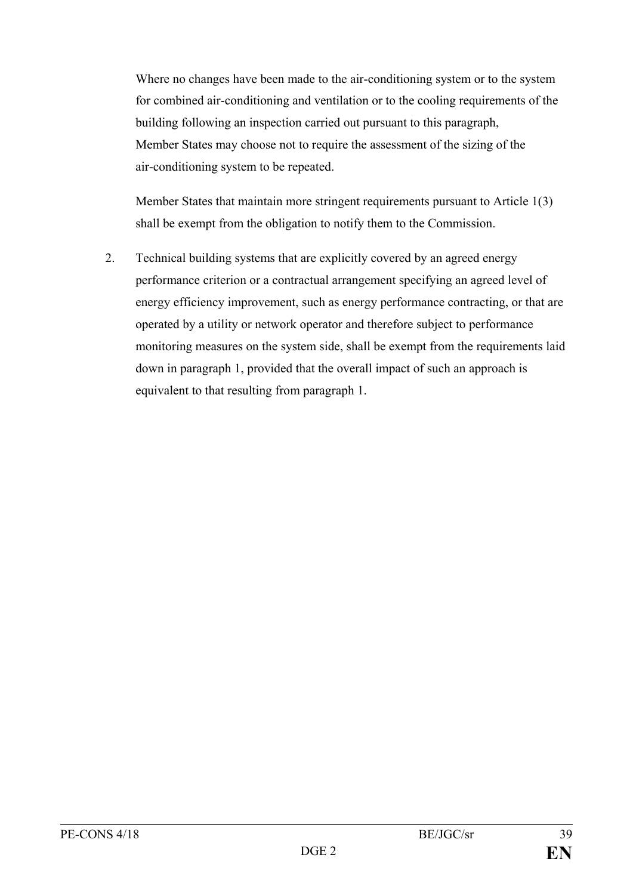Where no changes have been made to the air-conditioning system or to the system for combined air-conditioning and ventilation or to the cooling requirements of the building following an inspection carried out pursuant to this paragraph, Member States may choose not to require the assessment of the sizing of the air-conditioning system to be repeated.

Member States that maintain more stringent requirements pursuant to Article 1(3) shall be exempt from the obligation to notify them to the Commission.

2. Technical building systems that are explicitly covered by an agreed energy performance criterion or a contractual arrangement specifying an agreed level of energy efficiency improvement, such as energy performance contracting, or that are operated by a utility or network operator and therefore subject to performance monitoring measures on the system side, shall be exempt from the requirements laid down in paragraph 1, provided that the overall impact of such an approach is equivalent to that resulting from paragraph 1.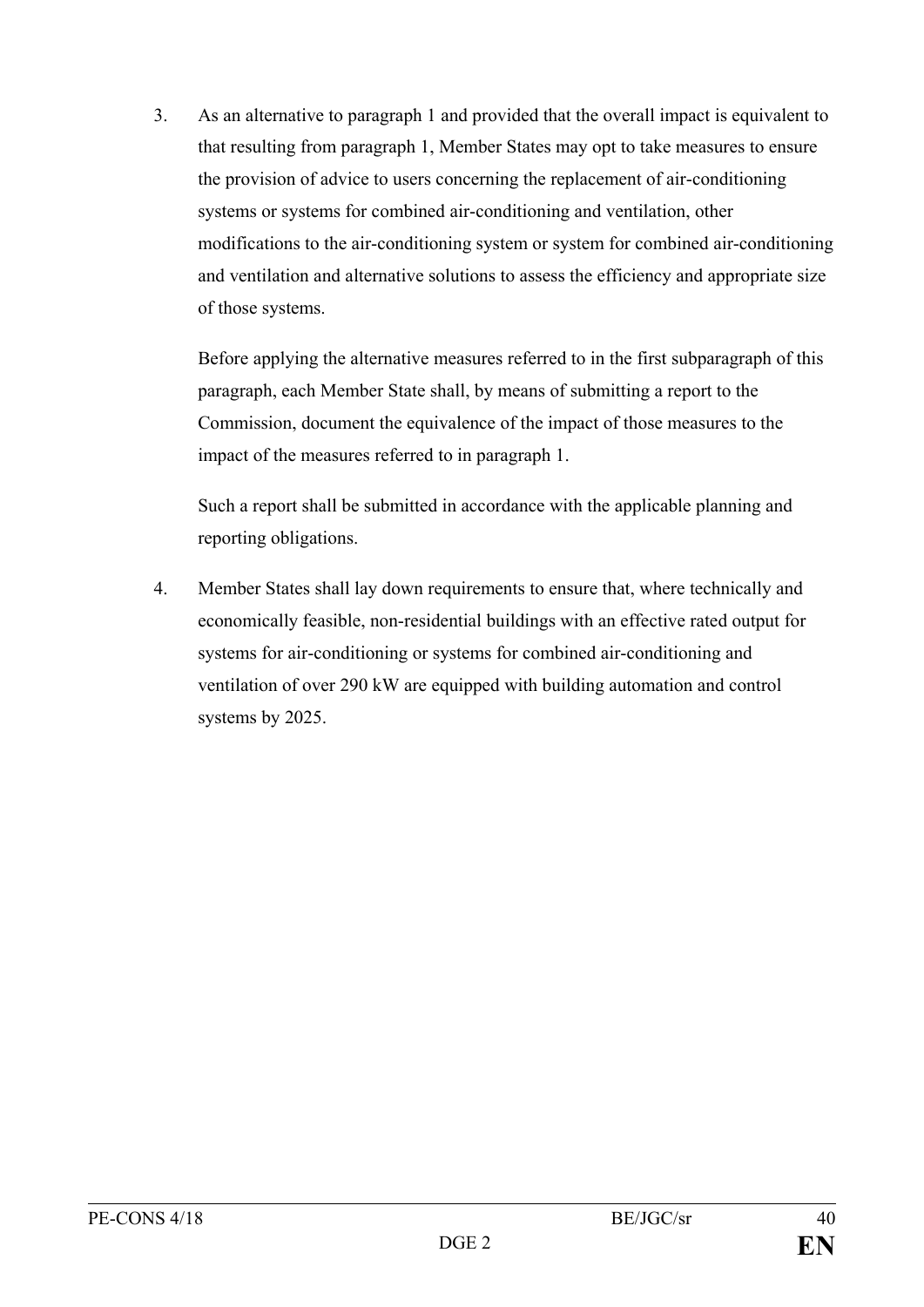3. As an alternative to paragraph 1 and provided that the overall impact is equivalent to that resulting from paragraph 1, Member States may opt to take measures to ensure the provision of advice to users concerning the replacement of air-conditioning systems or systems for combined air-conditioning and ventilation, other modifications to the air-conditioning system or system for combined air-conditioning and ventilation and alternative solutions to assess the efficiency and appropriate size of those systems.

   Before applying the alternative measures referred to in the first subparagraph of this paragraph, each Member State shall, by means of submitting a report to the Commission, document the equivalence of the impact of those measures to the impact of the measures referred to in paragraph 1.

   Such a report shall be submitted in accordance with the applicable planning and reporting obligations.

4. Member States shall lay down requirements to ensure that, where technically and economically feasible, non-residential buildings with an effective rated output for systems for air-conditioning or systems for combined air-conditioning and ventilation of over 290 kW are equipped with building automation and control systems by 2025.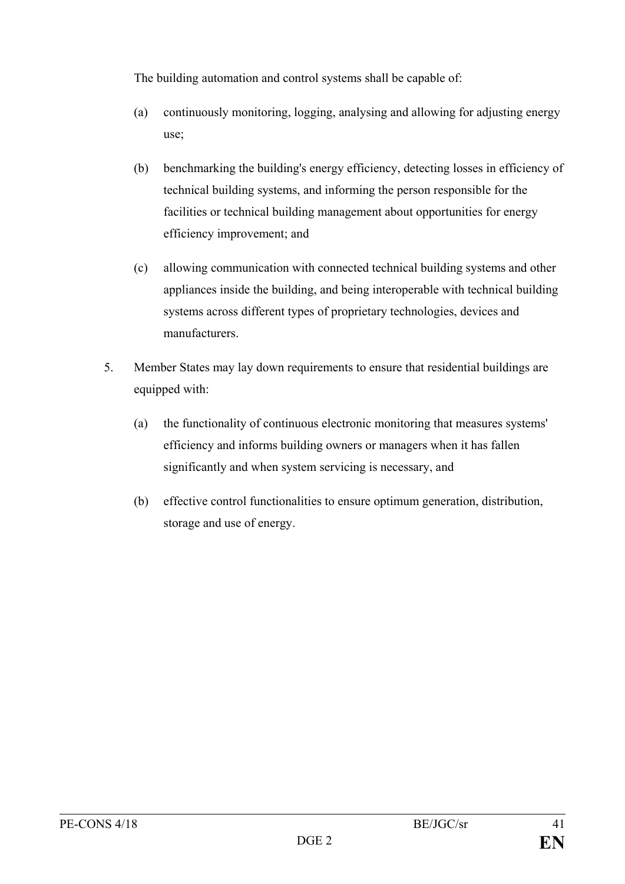The building automation and control systems shall be capable of:

(a) continuously monitoring, logging, analysing and allowing for adjusting energy use;

(b) benchmarking the building's energy efficiency, detecting losses in efficiency of technical building systems, and informing the person responsible for the facilities or technical building management about opportunities for energy efficiency improvement; and

(c) allowing communication with connected technical building systems and other appliances inside the building, and being interoperable with technical building systems across different types of proprietary technologies, devices and manufacturers.

5. Member States may lay down requirements to ensure that residential buildings are equipped with:

(a) the functionality of continuous electronic monitoring that measures systems' efficiency and informs building owners or managers when it has fallen significantly and when system servicing is necessary, and

(b) effective control functionalities to ensure optimum generation, distribution, storage and use of energy.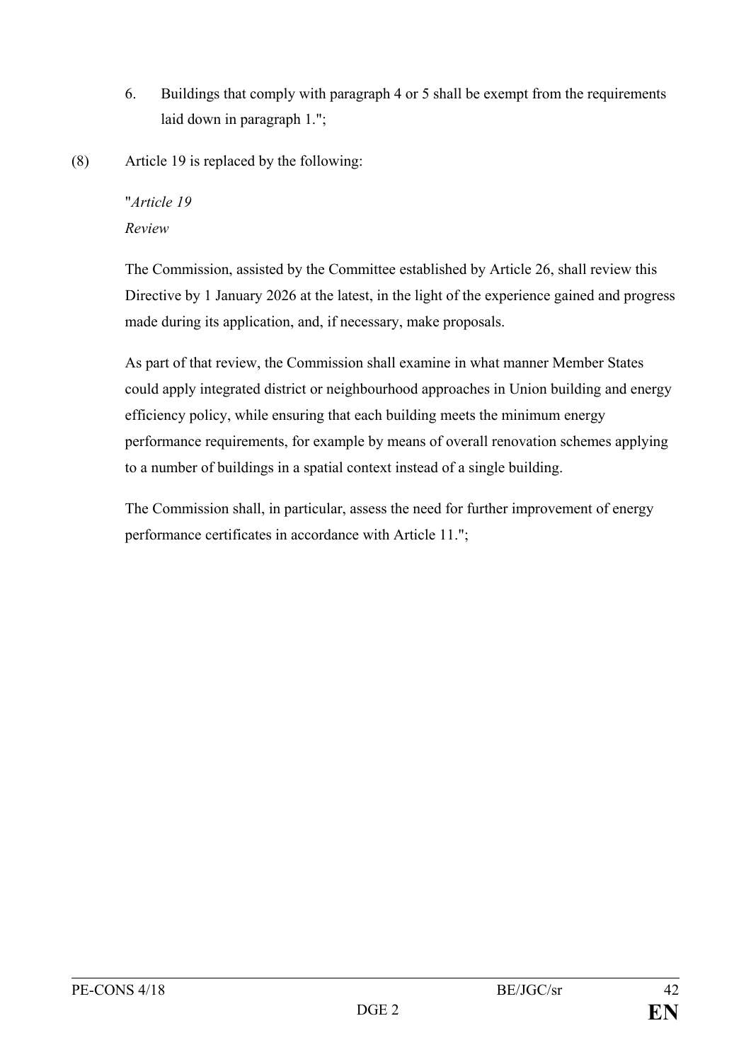6. Buildings that comply with paragraph 4 or 5 shall be exempt from the requirements laid down in paragraph 1.";

(8) Article 19 is replaced by the following:

"*Article 19*

*Review*

The Commission, assisted by the Committee established by Article 26, shall review this Directive by 1 January 2026 at the latest, in the light of the experience gained and progress made during its application, and, if necessary, make proposals.

As part of that review, the Commission shall examine in what manner Member States could apply integrated district or neighbourhood approaches in Union building and energy efficiency policy, while ensuring that each building meets the minimum energy performance requirements, for example by means of overall renovation schemes applying to a number of buildings in a spatial context instead of a single building.

The Commission shall, in particular, assess the need for further improvement of energy performance certificates in accordance with Article 11.";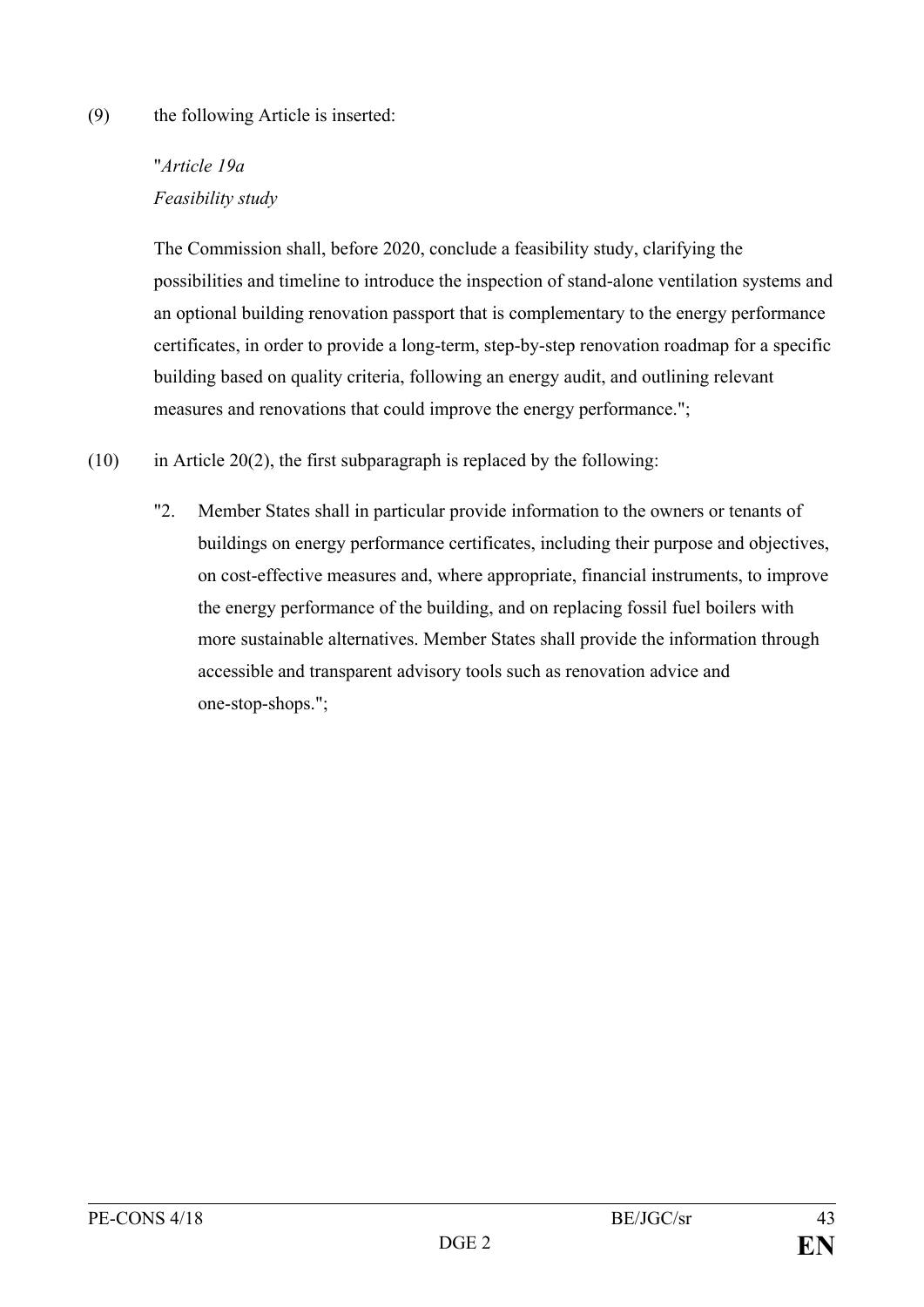(9) the following Article is inserted:

"*Article 19a*
*Feasibility study*

The Commission shall, before 2020, conclude a feasibility study, clarifying the possibilities and timeline to introduce the inspection of stand-alone ventilation systems and an optional building renovation passport that is complementary to the energy performance certificates, in order to provide a long-term, step-by-step renovation roadmap for a specific building based on quality criteria, following an energy audit, and outlining relevant measures and renovations that could improve the energy performance.";

(10) in Article 20(2), the first subparagraph is replaced by the following:

"2. Member States shall in particular provide information to the owners or tenants of buildings on energy performance certificates, including their purpose and objectives, on cost-effective measures and, where appropriate, financial instruments, to improve the energy performance of the building, and on replacing fossil fuel boilers with more sustainable alternatives. Member States shall provide the information through accessible and transparent advisory tools such as renovation advice and one-stop-shops.";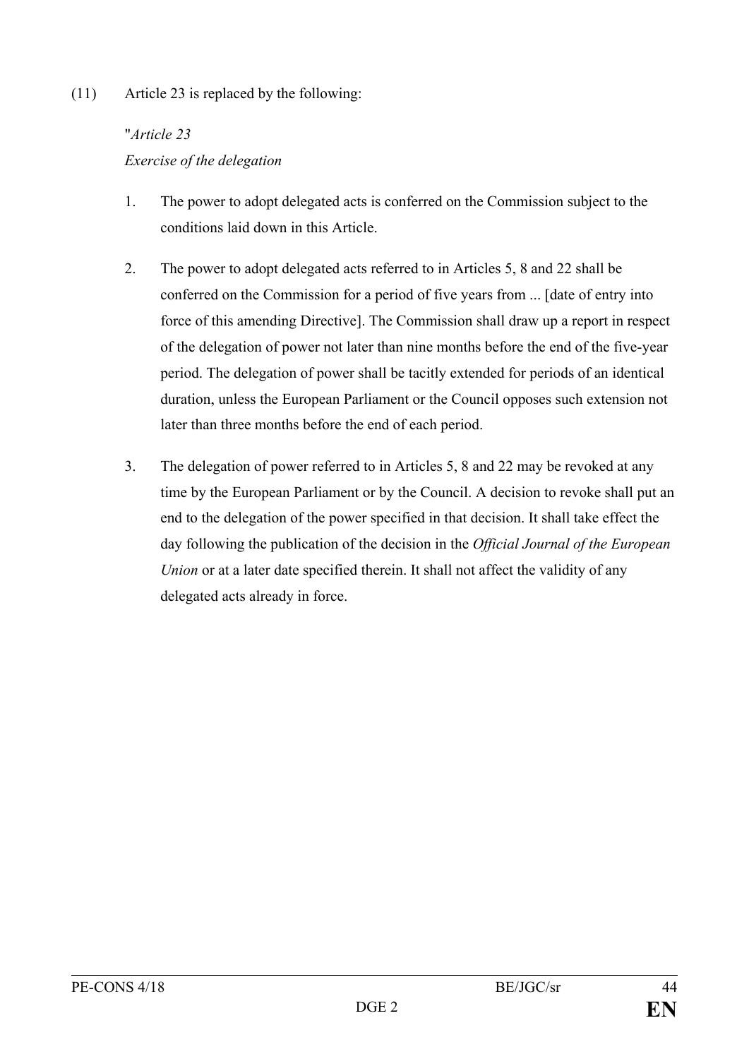(11) Article 23 is replaced by the following:

"*Article 23*
*Exercise of the delegation*

1. The power to adopt delegated acts is conferred on the Commission subject to the conditions laid down in this Article.

2. The power to adopt delegated acts referred to in Articles 5, 8 and 22 shall be conferred on the Commission for a period of five years from ... [date of entry into force of this amending Directive]. The Commission shall draw up a report in respect of the delegation of power not later than nine months before the end of the five-year period. The delegation of power shall be tacitly extended for periods of an identical duration, unless the European Parliament or the Council opposes such extension not later than three months before the end of each period.

3. The delegation of power referred to in Articles 5, 8 and 22 may be revoked at any time by the European Parliament or by the Council. A decision to revoke shall put an end to the delegation of the power specified in that decision. It shall take effect the day following the publication of the decision in the *Official Journal of the European Union* or at a later date specified therein. It shall not affect the validity of any delegated acts already in force.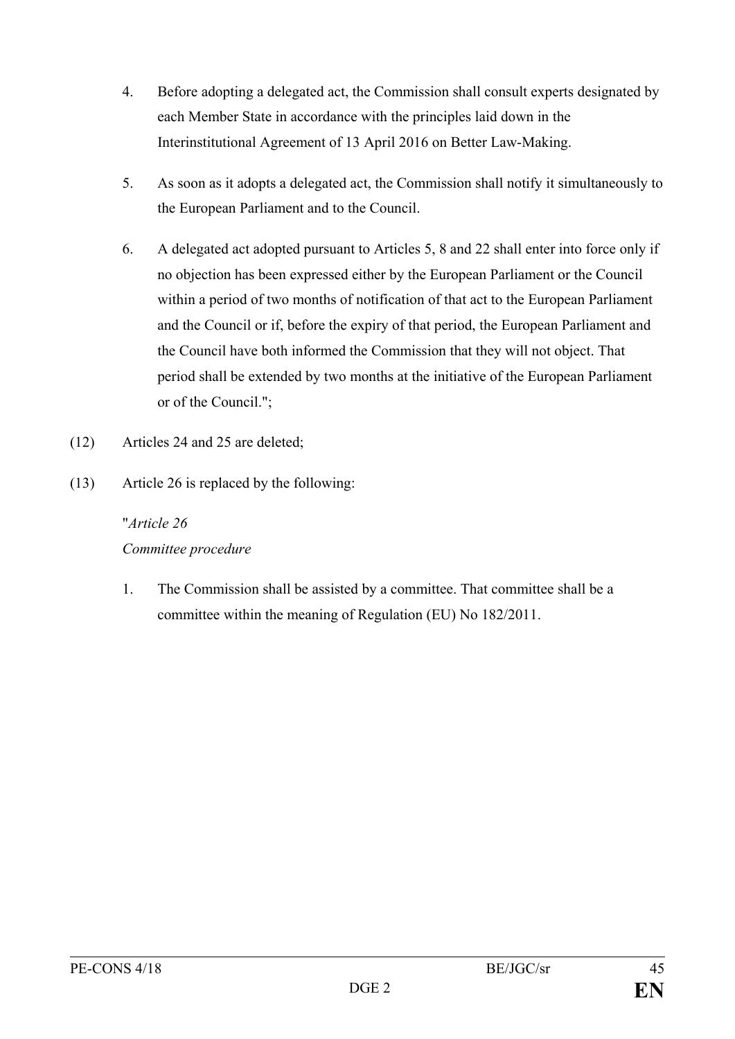4. Before adopting a delegated act, the Commission shall consult experts designated by each Member State in accordance with the principles laid down in the Interinstitutional Agreement of 13 April 2016 on Better Law-Making.

5. As soon as it adopts a delegated act, the Commission shall notify it simultaneously to the European Parliament and to the Council.

6. A delegated act adopted pursuant to Articles 5, 8 and 22 shall enter into force only if no objection has been expressed either by the European Parliament or the Council within a period of two months of notification of that act to the European Parliament and the Council or if, before the expiry of that period, the European Parliament and the Council have both informed the Commission that they will not object. That period shall be extended by two months at the initiative of the European Parliament or of the Council.";

(12) Articles 24 and 25 are deleted;

(13) Article 26 is replaced by the following:

"*Article 26*
*Committee procedure*

1. The Commission shall be assisted by a committee. That committee shall be a committee within the meaning of Regulation (EU) No 182/2011.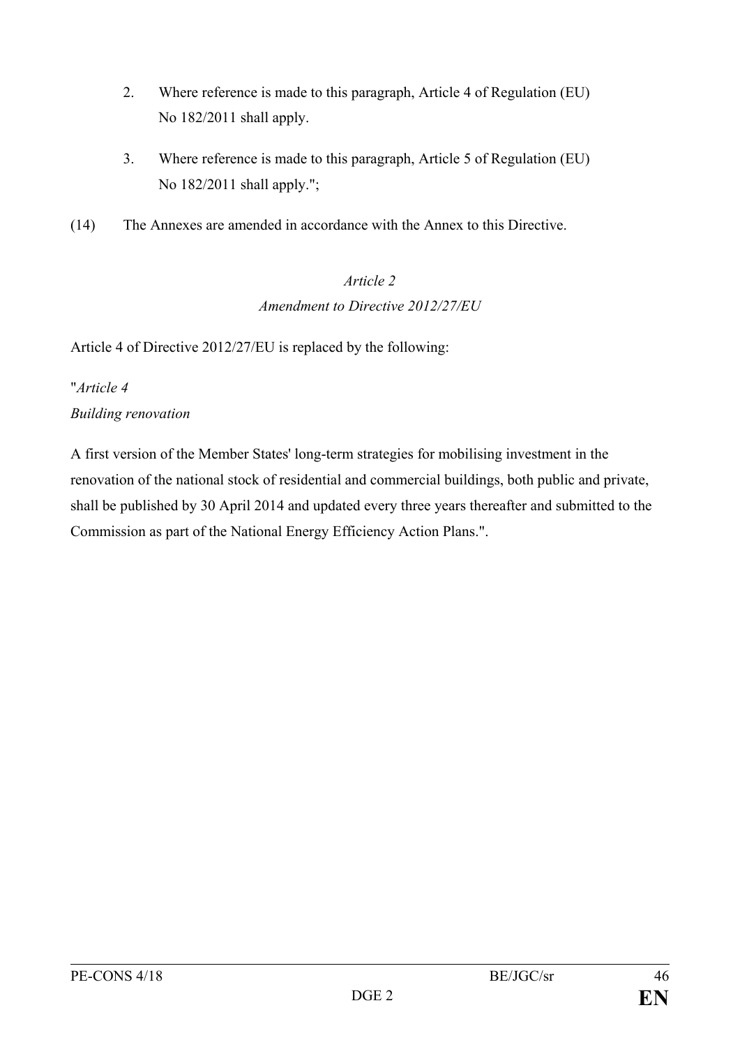2. Where reference is made to this paragraph, Article 4 of Regulation (EU) No 182/2011 shall apply.

3. Where reference is made to this paragraph, Article 5 of Regulation (EU) No 182/2011 shall apply.";

(14) The Annexes are amended in accordance with the Annex to this Directive.

*Article 2*

*Amendment to Directive 2012/27/EU*

Article 4 of Directive 2012/27/EU is replaced by the following:

"*Article 4*

*Building renovation*

A first version of the Member States' long-term strategies for mobilising investment in the renovation of the national stock of residential and commercial buildings, both public and private, shall be published by 30 April 2014 and updated every three years thereafter and submitted to the Commission as part of the National Energy Efficiency Action Plans.".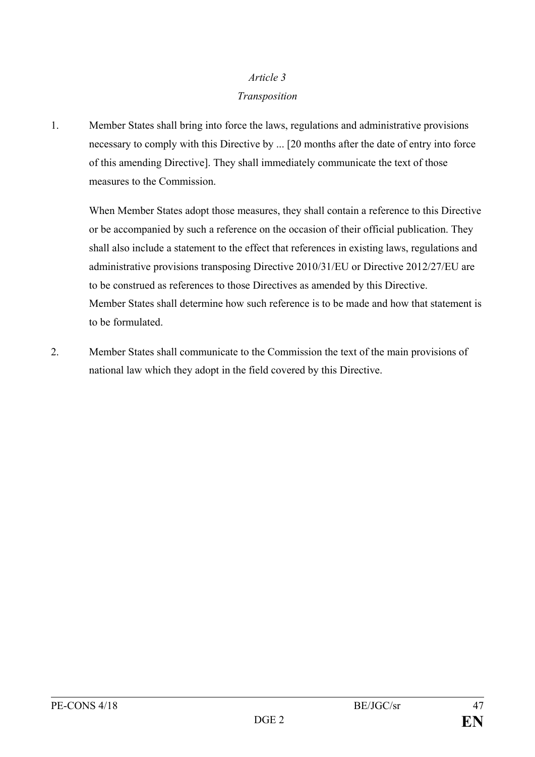*Article 3*

*Transposition*

1. Member States shall bring into force the laws, regulations and administrative provisions necessary to comply with this Directive by ... [20 months after the date of entry into force of this amending Directive]. They shall immediately communicate the text of those measures to the Commission.

   When Member States adopt those measures, they shall contain a reference to this Directive or be accompanied by such a reference on the occasion of their official publication. They shall also include a statement to the effect that references in existing laws, regulations and administrative provisions transposing Directive 2010/31/EU or Directive 2012/27/EU are to be construed as references to those Directives as amended by this Directive. Member States shall determine how such reference is to be made and how that statement is to be formulated.

2. Member States shall communicate to the Commission the text of the main provisions of national law which they adopt in the field covered by this Directive.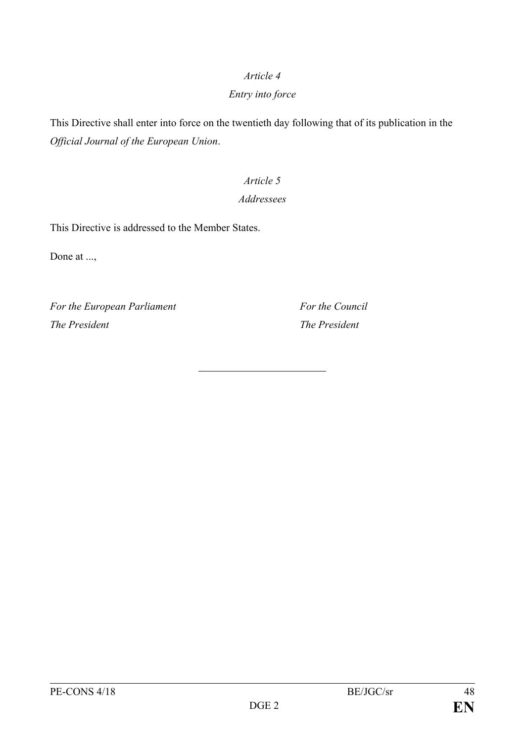*Article 4*

*Entry into force*

This Directive shall enter into force on the twentieth day following that of its publication in the *Official Journal of the European Union*.

*Article 5*

*Addressees*

This Directive is addressed to the Member States.

Done at ...,

| *For the European Parliament* | *For the Council* |
|---|---|
| *The President* | *The President* |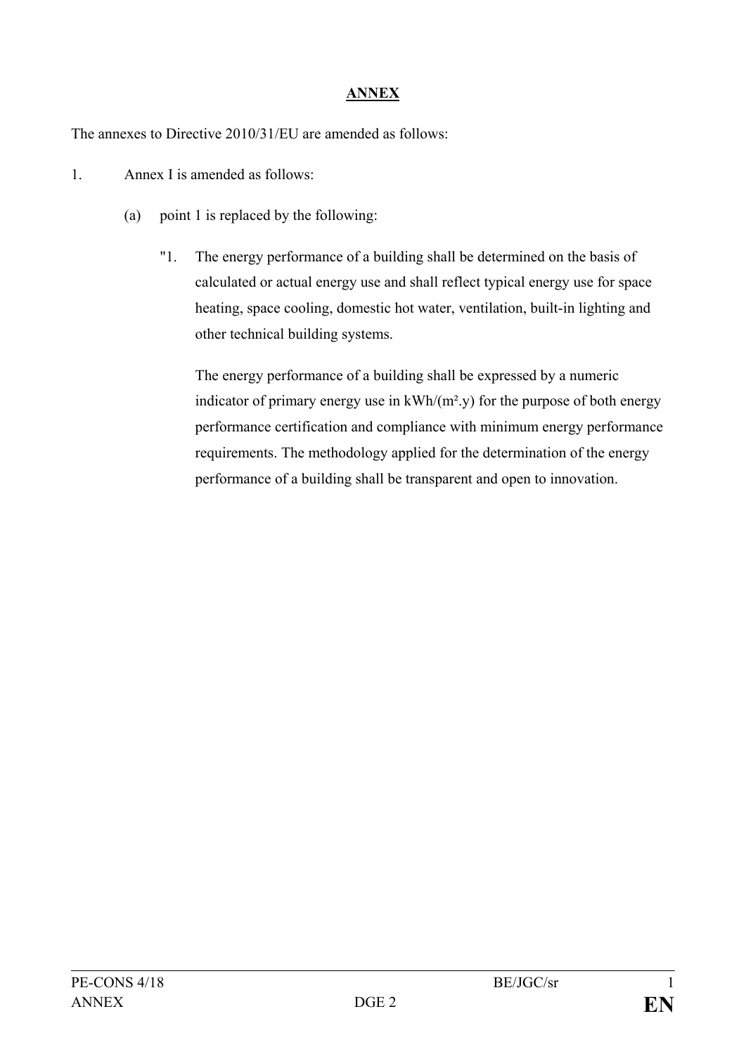**ANNEX**

The annexes to Directive 2010/31/EU are amended as follows:

1. Annex I is amended as follows:

   (a) point 1 is replaced by the following:

   "1. The energy performance of a building shall be determined on the basis of calculated or actual energy use and shall reflect typical energy use for space heating, space cooling, domestic hot water, ventilation, built-in lighting and other technical building systems.

   The energy performance of a building shall be expressed by a numeric indicator of primary energy use in kWh/($m^2$.y) for the purpose of both energy performance certification and compliance with minimum energy performance requirements. The methodology applied for the determination of the energy performance of a building shall be transparent and open to innovation.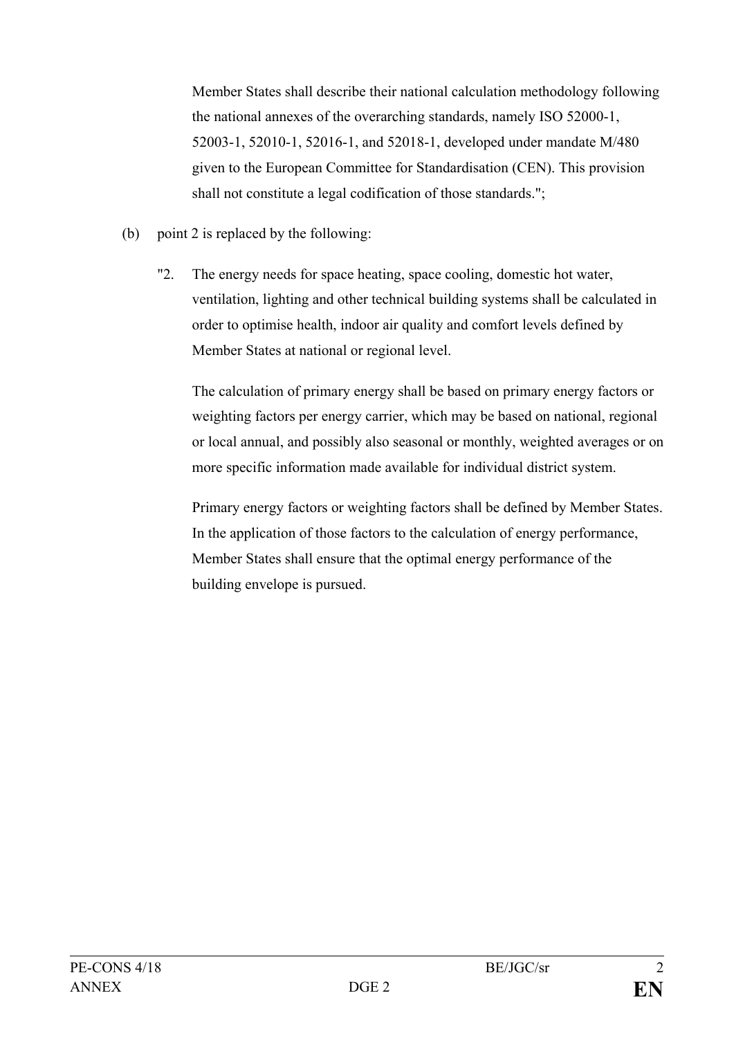Member States shall describe their national calculation methodology following the national annexes of the overarching standards, namely ISO 52000-1, 52003-1, 52010-1, 52016-1, and 52018-1, developed under mandate M/480 given to the European Committee for Standardisation (CEN). This provision shall not constitute a legal codification of those standards.";

(b) point 2 is replaced by the following:

"2. The energy needs for space heating, space cooling, domestic hot water, ventilation, lighting and other technical building systems shall be calculated in order to optimise health, indoor air quality and comfort levels defined by Member States at national or regional level.

The calculation of primary energy shall be based on primary energy factors or weighting factors per energy carrier, which may be based on national, regional or local annual, and possibly also seasonal or monthly, weighted averages or on more specific information made available for individual district system.

Primary energy factors or weighting factors shall be defined by Member States. In the application of those factors to the calculation of energy performance, Member States shall ensure that the optimal energy performance of the building envelope is pursued.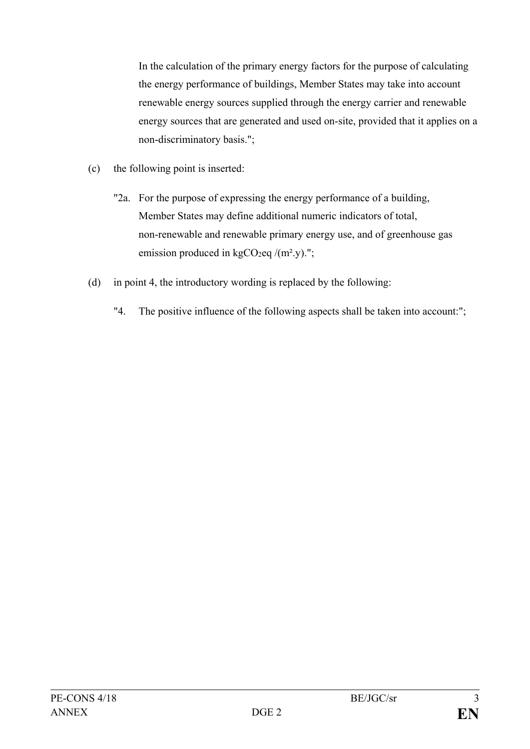In the calculation of the primary energy factors for the purpose of calculating the energy performance of buildings, Member States may take into account renewable energy sources supplied through the energy carrier and renewable energy sources that are generated and used on-site, provided that it applies on a non-discriminatory basis.";

(c) the following point is inserted:

"2a. For the purpose of expressing the energy performance of a building, Member States may define additional numeric indicators of total, non-renewable and renewable primary energy use, and of greenhouse gas emission produced in $kgCO_2eq /(m^2.y)$.";

(d) in point 4, the introductory wording is replaced by the following:

"4. The positive influence of the following aspects shall be taken into account:";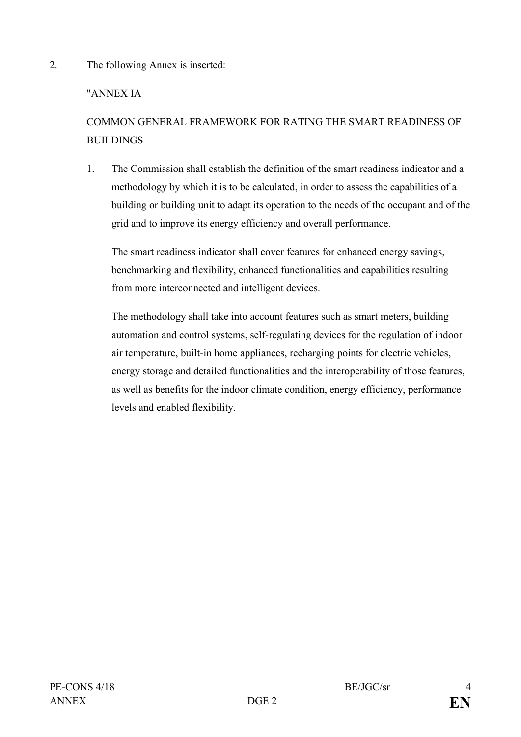2. The following Annex is inserted:

"ANNEX IA

COMMON GENERAL FRAMEWORK FOR RATING THE SMART READINESS OF BUILDINGS

1. The Commission shall establish the definition of the smart readiness indicator and a methodology by which it is to be calculated, in order to assess the capabilities of a building or building unit to adapt its operation to the needs of the occupant and of the grid and to improve its energy efficiency and overall performance.

   The smart readiness indicator shall cover features for enhanced energy savings, benchmarking and flexibility, enhanced functionalities and capabilities resulting from more interconnected and intelligent devices.

   The methodology shall take into account features such as smart meters, building automation and control systems, self-regulating devices for the regulation of indoor air temperature, built-in home appliances, recharging points for electric vehicles, energy storage and detailed functionalities and the interoperability of those features, as well as benefits for the indoor climate condition, energy efficiency, performance levels and enabled flexibility.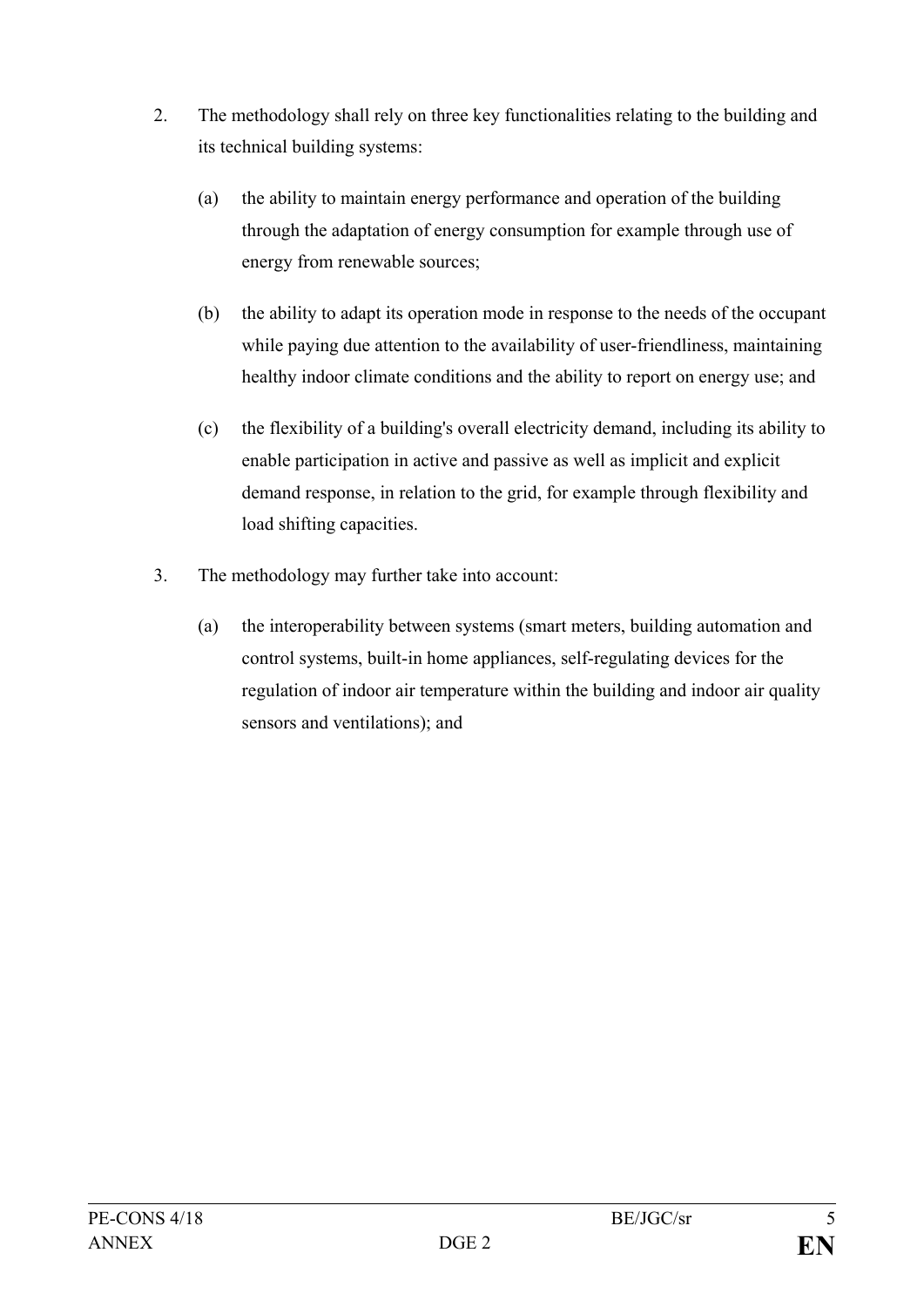2. The methodology shall rely on three key functionalities relating to the building and its technical building systems:

   (a) the ability to maintain energy performance and operation of the building through the adaptation of energy consumption for example through use of energy from renewable sources;

   (b) the ability to adapt its operation mode in response to the needs of the occupant while paying due attention to the availability of user-friendliness, maintaining healthy indoor climate conditions and the ability to report on energy use; and

   (c) the flexibility of a building's overall electricity demand, including its ability to enable participation in active and passive as well as implicit and explicit demand response, in relation to the grid, for example through flexibility and load shifting capacities.

3. The methodology may further take into account:

   (a) the interoperability between systems (smart meters, building automation and control systems, built-in home appliances, self-regulating devices for the regulation of indoor air temperature within the building and indoor air quality sensors and ventilations); and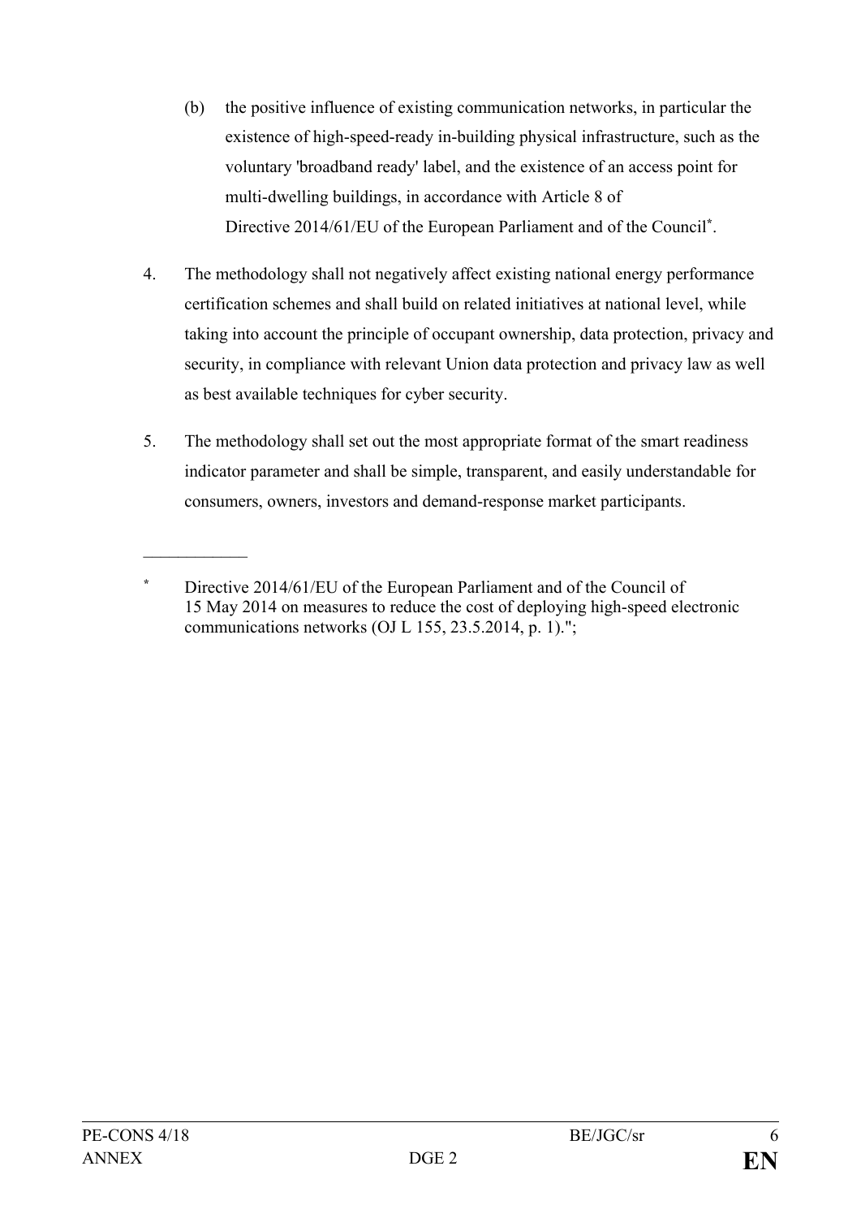(b) the positive influence of existing communication networks, in particular the existence of high-speed-ready in-building physical infrastructure, such as the voluntary 'broadband ready' label, and the existence of an access point for multi-dwelling buildings, in accordance with Article 8 of Directive 2014/61/EU of the European Parliament and of the Council[*].

4. The methodology shall not negatively affect existing national energy performance certification schemes and shall build on related initiatives at national level, while taking into account the principle of occupant ownership, data protection, privacy and security, in compliance with relevant Union data protection and privacy law as well as best available techniques for cyber security.

5. The methodology shall set out the most appropriate format of the smart readiness indicator parameter and shall be simple, transparent, and easily understandable for consumers, owners, investors and demand-response market participants.

---

[*] Directive 2014/61/EU of the European Parliament and of the Council of 15 May 2014 on measures to reduce the cost of deploying high-speed electronic communications networks (OJ L 155, 23.5.2014, p. 1).";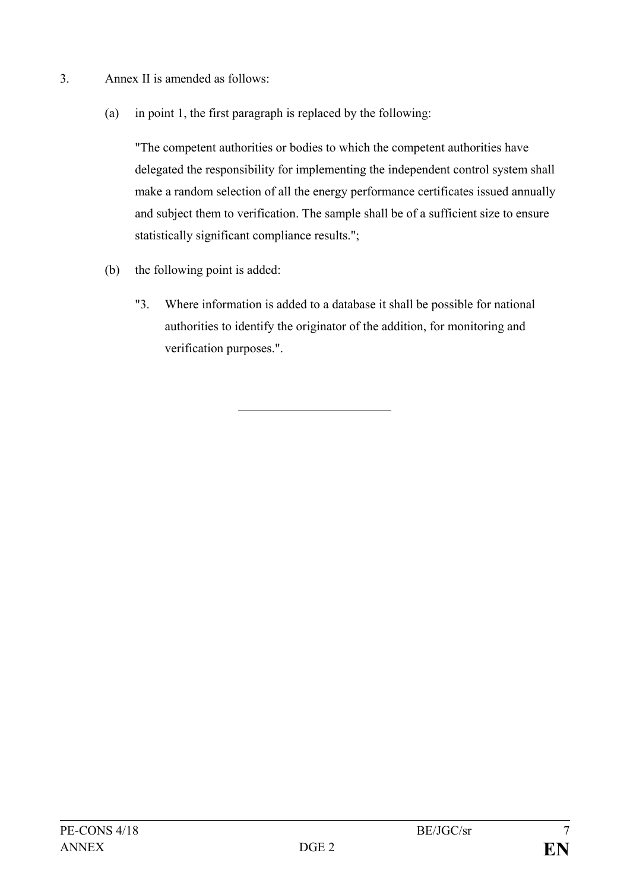3. Annex II is amended as follows:

   (a) in point 1, the first paragraph is replaced by the following:

   "The competent authorities or bodies to which the competent authorities have delegated the responsibility for implementing the independent control system shall make a random selection of all the energy performance certificates issued annually and subject them to verification. The sample shall be of a sufficient size to ensure statistically significant compliance results.";

   (b) the following point is added:

   "3. Where information is added to a database it shall be possible for national authorities to identify the originator of the addition, for monitoring and verification purposes.".